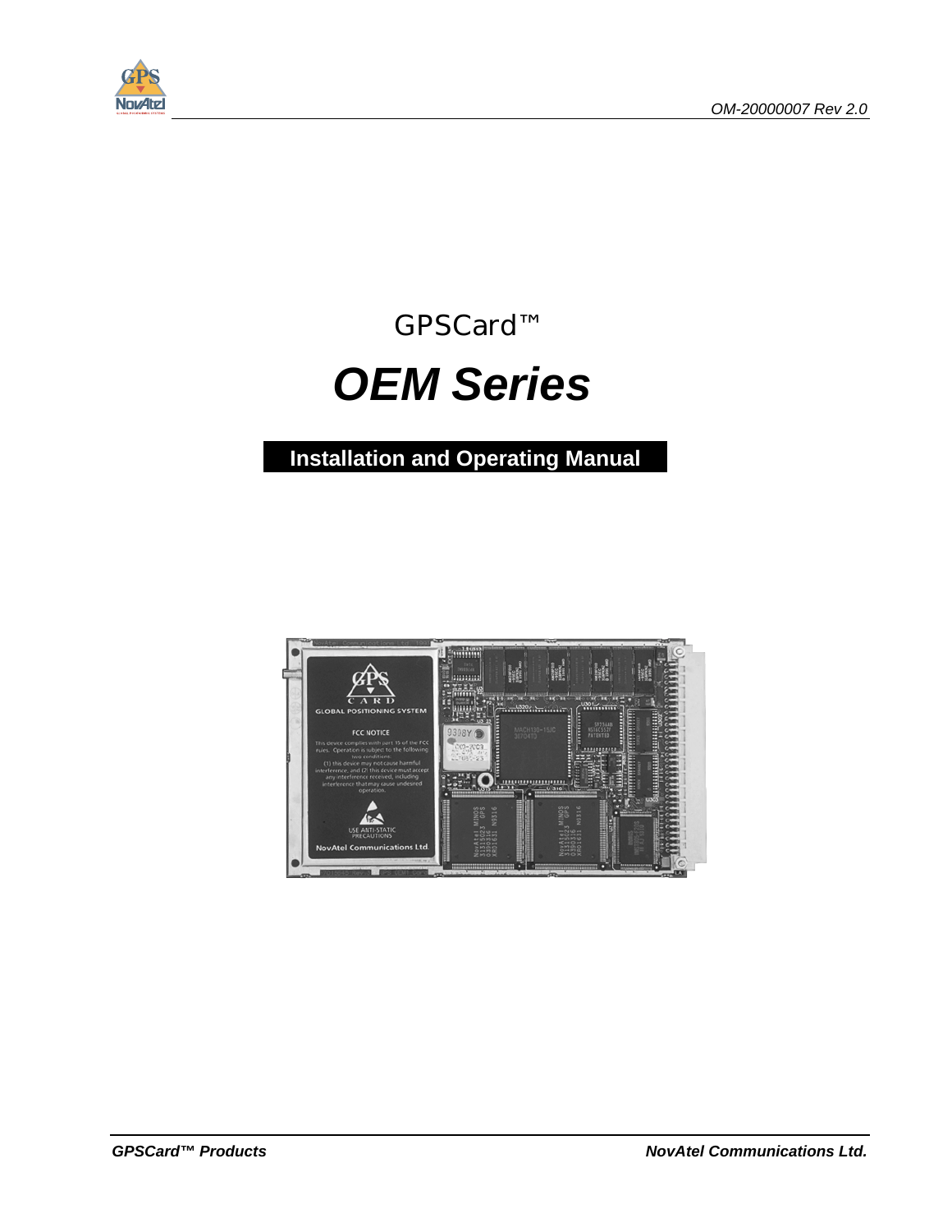OM-20000007 Rev 2.0

GPSCard™

# *OEM Series*

## Installation and Operating Manual

GPSCard™ Products

NovAtel Communications Ltd.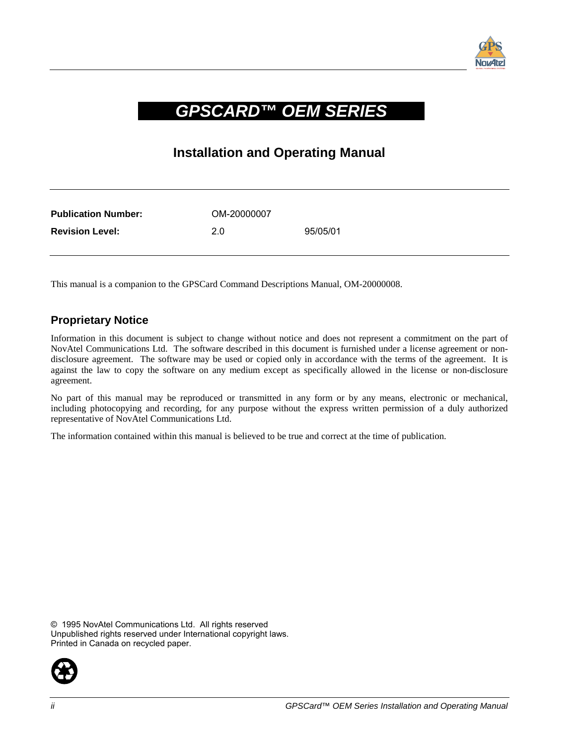# GPSCARD™ OEM SERIES

## Installation and Operating Manual

| | | |
|---|---|---|
| **Publication Number:** | OM-20000007 | |
| **Revision Level:** | 2.0 | 95/05/01 |

This manual is a companion to the GPSCard Command Descriptions Manual, OM-20000008.

### Proprietary Notice

Information in this document is subject to change without notice and does not represent a commitment on the part of NovAtel Communications Ltd. The software described in this document is furnished under a license agreement or non-disclosure agreement. The software may be used or copied only in accordance with the terms of the agreement. It is against the law to copy the software on any medium except as specifically allowed in the license or non-disclosure agreement.

No part of this manual may be reproduced or transmitted in any form or by any means, electronic or mechanical, including photocopying and recording, for any purpose without the express written permission of a duly authorized representative of NovAtel Communications Ltd.

The information contained within this manual is believed to be true and correct at the time of publication.

© 1995 NovAtel Communications Ltd. All rights reserved
Unpublished rights reserved under International copyright laws.
Printed in Canada on recycled paper.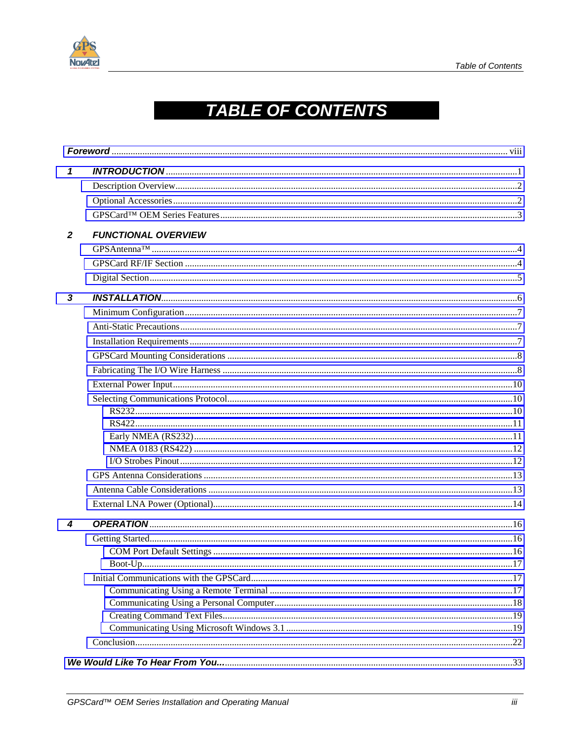# TABLE OF CONTENTS

**Foreword** ..... viii

**1 INTRODUCTION** ..... 1

- Description Overview ..... 2
- Optional Accessories ..... 2
- GPSCard™ OEM Series Features ..... 3

**2 FUNCTIONAL OVERVIEW**

- GPSAntenna™ ..... 4
- GPSCard RF/IF Section ..... 4
- Digital Section ..... 5

**3 INSTALLATION** ..... 6

- Minimum Configuration ..... 7
- Anti-Static Precautions ..... 7
- Installation Requirements ..... 7
- GPSCard Mounting Considerations ..... 8
- Fabricating The I/O Wire Harness ..... 8
- External Power Input ..... 10
- Selecting Communications Protocol ..... 10
  - RS232 ..... 10
  - RS422 ..... 11
  - Early NMEA (RS232) ..... 11
  - NMEA 0183 (RS422) ..... 12
  - I/O Strobes Pinout ..... 12
- GPS Antenna Considerations ..... 13
- Antenna Cable Considerations ..... 13
- External LNA Power (Optional) ..... 14

**4 OPERATION** ..... 16

- Getting Started ..... 16
  - COM Port Default Settings ..... 16
  - Boot-Up ..... 17
- Initial Communications with the GPSCard ..... 17
  - Communicating Using a Remote Terminal ..... 17
  - Communicating Using a Personal Computer ..... 18
  - Creating Command Text Files ..... 19
  - Communicating Using Microsoft Windows 3.1 ..... 19
- Conclusion ..... 22

**We Would Like To Hear From You...** ..... 33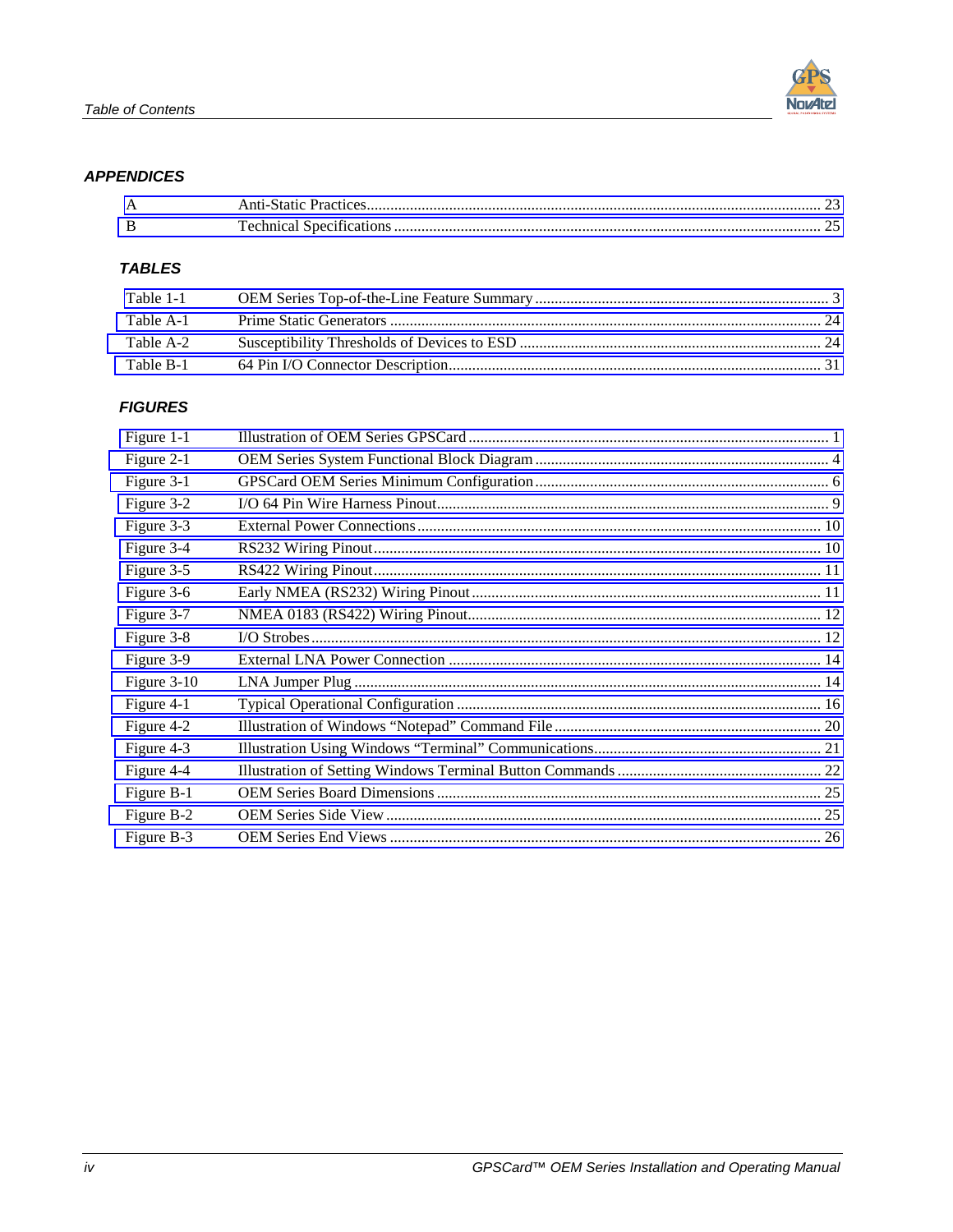## APPENDICES

| | | |
|---|---|---|
| A | Anti-Static Practices | 23 |
| B | Technical Specifications | 25 |

### TABLES

| | | |
|---|---|---|
| Table 1-1 | OEM Series Top-of-the-Line Feature Summary | 3 |
| Table A-1 | Prime Static Generators | 24 |
| Table A-2 | Susceptibility Thresholds of Devices to ESD | 24 |
| Table B-1 | 64 Pin I/O Connector Description | 31 |

### FIGURES

| | | |
|---|---|---|
| Figure 1-1 | Illustration of OEM Series GPSCard | 1 |
| Figure 2-1 | OEM Series System Functional Block Diagram | 4 |
| Figure 3-1 | GPSCard OEM Series Minimum Configuration | 6 |
| Figure 3-2 | I/O 64 Pin Wire Harness Pinout | 9 |
| Figure 3-3 | External Power Connections | 10 |
| Figure 3-4 | RS232 Wiring Pinout | 10 |
| Figure 3-5 | RS422 Wiring Pinout | 11 |
| Figure 3-6 | Early NMEA (RS232) Wiring Pinout | 11 |
| Figure 3-7 | NMEA 0183 (RS422) Wiring Pinout | 12 |
| Figure 3-8 | I/O Strobes | 12 |
| Figure 3-9 | External LNA Power Connection | 14 |
| Figure 3-10 | LNA Jumper Plug | 14 |
| Figure 4-1 | Typical Operational Configuration | 16 |
| Figure 4-2 | Illustration of Windows “Notepad” Command File | 20 |
| Figure 4-3 | Illustration Using Windows “Terminal” Communications | 21 |
| Figure 4-4 | Illustration of Setting Windows Terminal Button Commands | 22 |
| Figure B-1 | OEM Series Board Dimensions | 25 |
| Figure B-2 | OEM Series Side View | 25 |
| Figure B-3 | OEM Series End Views | 26 |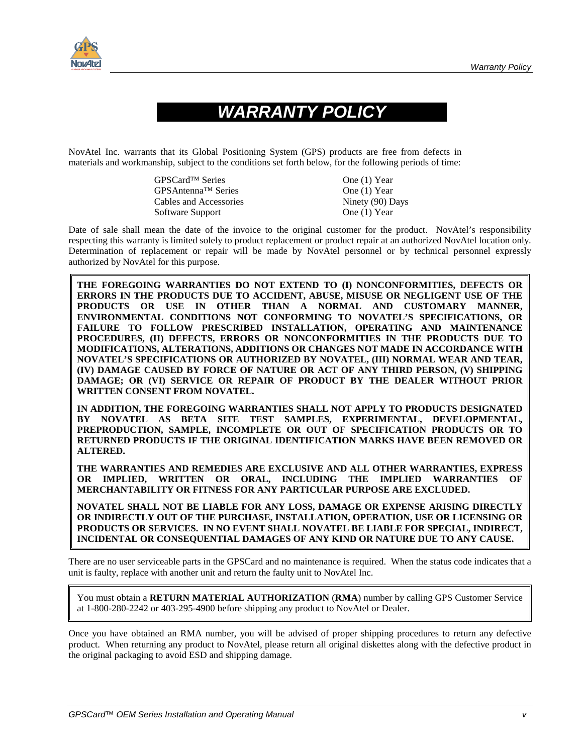# *WARRANTY POLICY*

NovAtel Inc. warrants that its Global Positioning System (GPS) products are free from defects in materials and workmanship, subject to the conditions set forth below, for the following periods of time:

| | |
|---|---|
| GPSCard™ Series | One (1) Year |
| GPSAntenna™ Series | One (1) Year |
| Cables and Accessories | Ninety (90) Days |
| Software Support | One (1) Year |

Date of sale shall mean the date of the invoice to the original customer for the product. NovAtel's responsibility respecting this warranty is limited solely to product replacement or product repair at an authorized NovAtel location only. Determination of replacement or repair will be made by NovAtel personnel or by technical personnel expressly authorized by NovAtel for this purpose.

**THE FOREGOING WARRANTIES DO NOT EXTEND TO (I) NONCONFORMITIES, DEFECTS OR ERRORS IN THE PRODUCTS DUE TO ACCIDENT, ABUSE, MISUSE OR NEGLIGENT USE OF THE PRODUCTS OR USE IN OTHER THAN A NORMAL AND CUSTOMARY MANNER, ENVIRONMENTAL CONDITIONS NOT CONFORMING TO NOVATEL'S SPECIFICATIONS, OR FAILURE TO FOLLOW PRESCRIBED INSTALLATION, OPERATING AND MAINTENANCE PROCEDURES, (II) DEFECTS, ERRORS OR NONCONFORMITIES IN THE PRODUCTS DUE TO MODIFICATIONS, ALTERATIONS, ADDITIONS OR CHANGES NOT MADE IN ACCORDANCE WITH NOVATEL'S SPECIFICATIONS OR AUTHORIZED BY NOVATEL, (III) NORMAL WEAR AND TEAR, (IV) DAMAGE CAUSED BY FORCE OF NATURE OR ACT OF ANY THIRD PERSON, (V) SHIPPING DAMAGE; OR (VI) SERVICE OR REPAIR OF PRODUCT BY THE DEALER WITHOUT PRIOR WRITTEN CONSENT FROM NOVATEL.**

**IN ADDITION, THE FOREGOING WARRANTIES SHALL NOT APPLY TO PRODUCTS DESIGNATED BY NOVATEL AS BETA SITE TEST SAMPLES, EXPERIMENTAL, DEVELOPMENTAL, PREPRODUCTION, SAMPLE, INCOMPLETE OR OUT OF SPECIFICATION PRODUCTS OR TO RETURNED PRODUCTS IF THE ORIGINAL IDENTIFICATION MARKS HAVE BEEN REMOVED OR ALTERED.**

**THE WARRANTIES AND REMEDIES ARE EXCLUSIVE AND ALL OTHER WARRANTIES, EXPRESS OR IMPLIED, WRITTEN OR ORAL, INCLUDING THE IMPLIED WARRANTIES OF MERCHANTABILITY OR FITNESS FOR ANY PARTICULAR PURPOSE ARE EXCLUDED.**

**NOVATEL SHALL NOT BE LIABLE FOR ANY LOSS, DAMAGE OR EXPENSE ARISING DIRECTLY OR INDIRECTLY OUT OF THE PURCHASE, INSTALLATION, OPERATION, USE OR LICENSING OR PRODUCTS OR SERVICES. IN NO EVENT SHALL NOVATEL BE LIABLE FOR SPECIAL, INDIRECT, INCIDENTAL OR CONSEQUENTIAL DAMAGES OF ANY KIND OR NATURE DUE TO ANY CAUSE.**

There are no user serviceable parts in the GPSCard and no maintenance is required. When the status code indicates that a unit is faulty, replace with another unit and return the faulty unit to NovAtel Inc.

You must obtain a **RETURN MATERIAL AUTHORIZATION** (**RMA**) number by calling GPS Customer Service at 1-800-280-2242 or 403-295-4900 before shipping any product to NovAtel or Dealer.

Once you have obtained an RMA number, you will be advised of proper shipping procedures to return any defective product. When returning any product to NovAtel, please return all original diskettes along with the defective product in the original packaging to avoid ESD and shipping damage.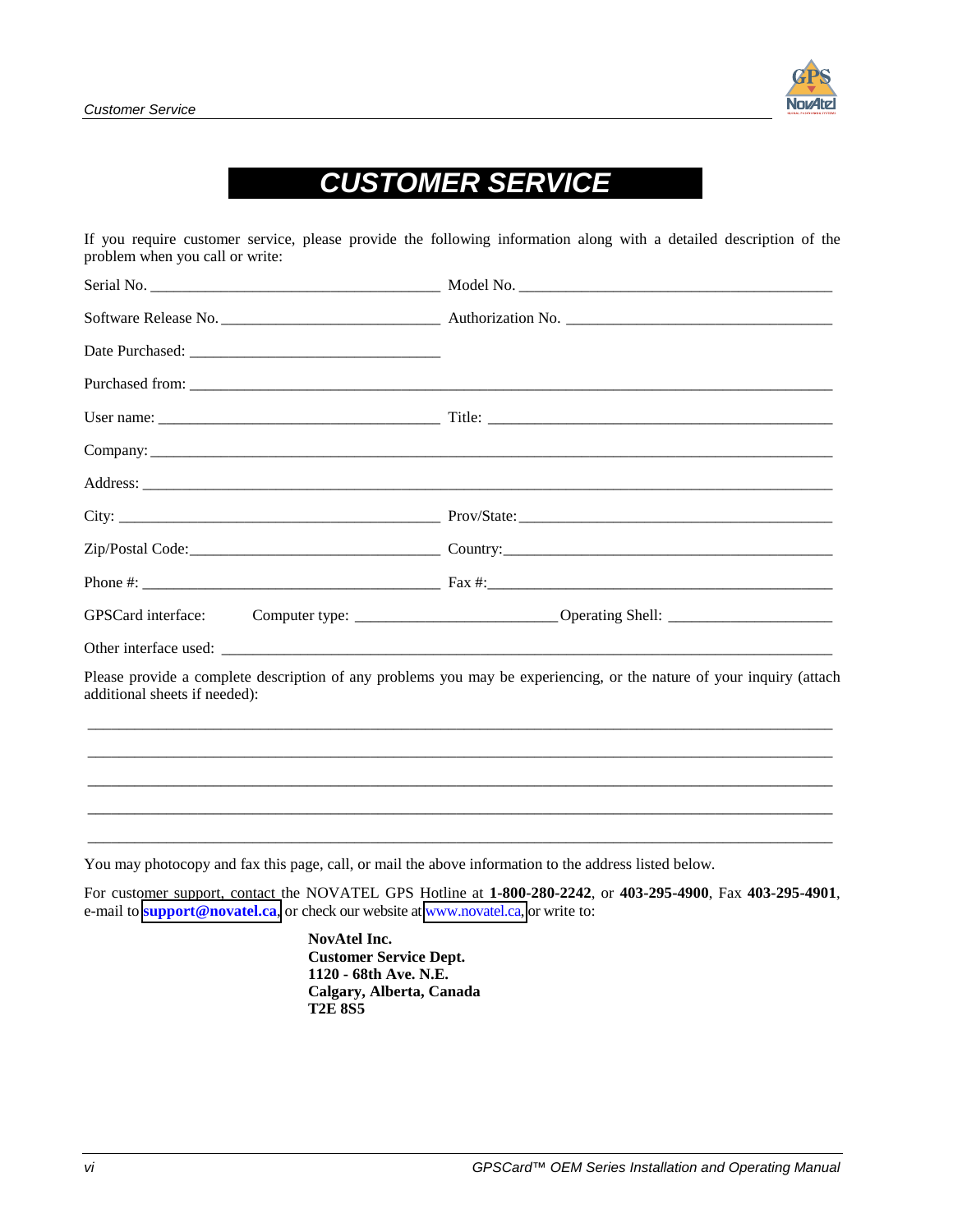# CUSTOMER SERVICE

If you require customer service, please provide the following information along with a detailed description of the problem when you call or write:

Serial No. ____________________________________ Model No. ________________________________________

Software Release No. ___________________________ Authorization No. __________________________________

Date Purchased: _______________________________

Purchased from: ____________________________________________________________________________

User name: ___________________________________ Title: _____________________________________________

Company: __________________________________________________________________________________

Address: ___________________________________________________________________________________

City: _________________________________________ Prov/State: ________________________________________

Zip/Postal Code: _______________________________ Country: __________________________________________

Phone #: _____________________________________ Fax #: ____________________________________________

GPSCard interface: Computer type: _________________________ Operating Shell: _____________________

Other interface used: _________________________________________________________________________

Please provide a complete description of any problems you may be experiencing, or the nature of your inquiry (attach additional sheets if needed):

___________________________________________________________________________________________

___________________________________________________________________________________________

___________________________________________________________________________________________

___________________________________________________________________________________________

___________________________________________________________________________________________

You may photocopy and fax this page, call, or mail the above information to the address listed below.

For customer support, contact the NOVATEL GPS Hotline at **1-800-280-2242**, or **403-295-4900**, Fax **403-295-4901**, e-mail to **support@novatel.ca**, or check our website at www.novatel.ca, or write to:

**NovAtel Inc.**
**Customer Service Dept.**
**1120 - 68th Ave. N.E.**
**Calgary, Alberta, Canada**
**T2E 8S5**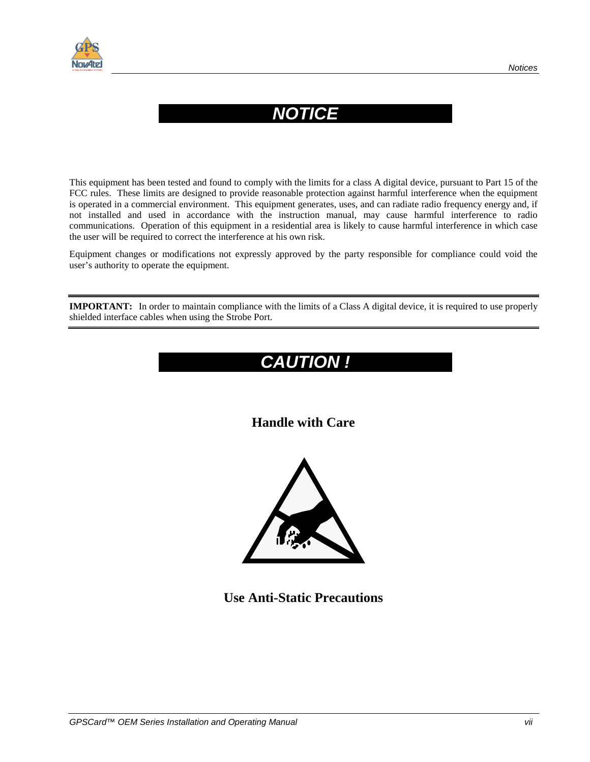# NOTICE

This equipment has been tested and found to comply with the limits for a class A digital device, pursuant to Part 15 of the FCC rules. These limits are designed to provide reasonable protection against harmful interference when the equipment is operated in a commercial environment. This equipment generates, uses, and can radiate radio frequency energy and, if not installed and used in accordance with the instruction manual, may cause harmful interference to radio communications. Operation of this equipment in a residential area is likely to cause harmful interference in which case the user will be required to correct the interference at his own risk.

Equipment changes or modifications not expressly approved by the party responsible for compliance could void the user's authority to operate the equipment.

---

**IMPORTANT:** In order to maintain compliance with the limits of a Class A digital device, it is required to use properly shielded interface cables when using the Strobe Port.

---

# CAUTION !

**Handle with Care**

**Use Anti-Static Precautions**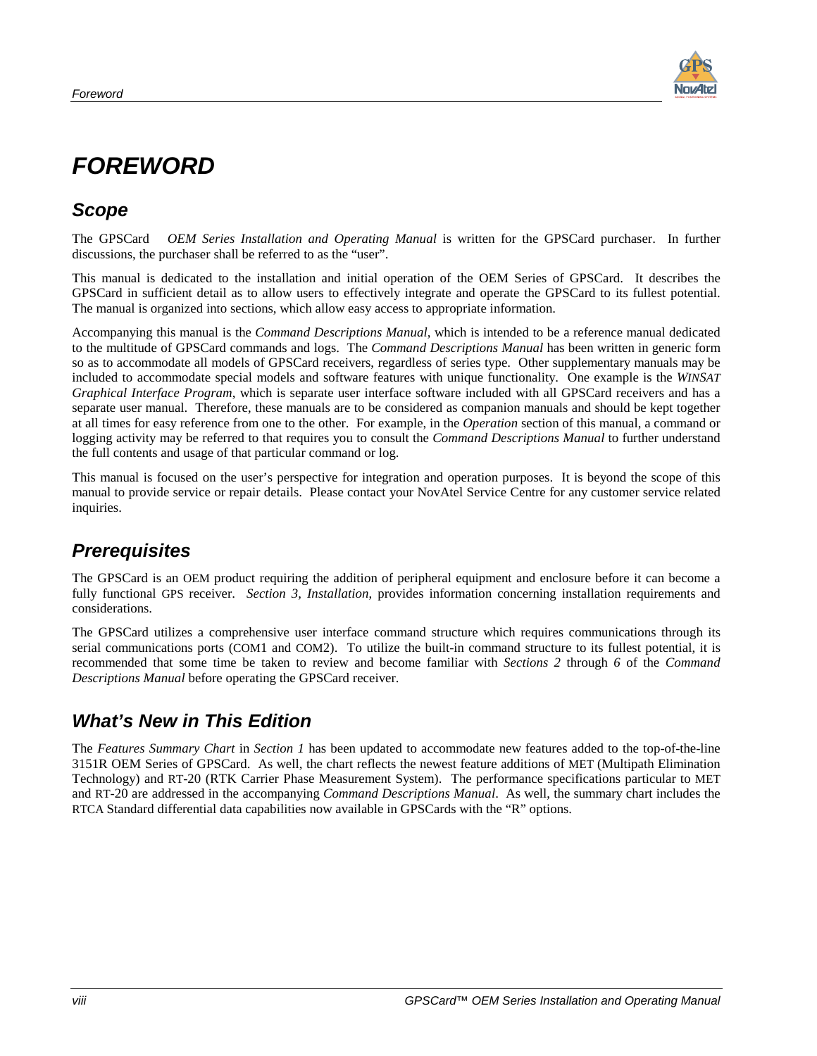# FOREWORD

## Scope

The GPSCard *OEM Series Installation and Operating Manual* is written for the GPSCard purchaser. In further discussions, the purchaser shall be referred to as the "user".

This manual is dedicated to the installation and initial operation of the OEM Series of GPSCard. It describes the GPSCard in sufficient detail as to allow users to effectively integrate and operate the GPSCard to its fullest potential. The manual is organized into sections, which allow easy access to appropriate information.

Accompanying this manual is the *Command Descriptions Manual*, which is intended to be a reference manual dedicated to the multitude of GPSCard commands and logs. The *Command Descriptions Manual* has been written in generic form so as to accommodate all models of GPSCard receivers, regardless of series type. Other supplementary manuals may be included to accommodate special models and software features with unique functionality. One example is the *WINSAT Graphical Interface Program*, which is separate user interface software included with all GPSCard receivers and has a separate user manual. Therefore, these manuals are to be considered as companion manuals and should be kept together at all times for easy reference from one to the other. For example, in the *Operation* section of this manual, a command or logging activity may be referred to that requires you to consult the *Command Descriptions Manual* to further understand the full contents and usage of that particular command or log.

This manual is focused on the user's perspective for integration and operation purposes. It is beyond the scope of this manual to provide service or repair details. Please contact your NovAtel Service Centre for any customer service related inquiries.

## Prerequisites

The GPSCard is an OEM product requiring the addition of peripheral equipment and enclosure before it can become a fully functional GPS receiver. *Section 3, Installation*, provides information concerning installation requirements and considerations.

The GPSCard utilizes a comprehensive user interface command structure which requires communications through its serial communications ports (COM1 and COM2). To utilize the built-in command structure to its fullest potential, it is recommended that some time be taken to review and become familiar with *Sections 2* through *6* of the *Command Descriptions Manual* before operating the GPSCard receiver.

## What's New in This Edition

The *Features Summary Chart* in *Section 1* has been updated to accommodate new features added to the top-of-the-line 3151R OEM Series of GPSCard. As well, the chart reflects the newest feature additions of MET (Multipath Elimination Technology) and RT-20 (RTK Carrier Phase Measurement System). The performance specifications particular to MET and RT-20 are addressed in the accompanying *Command Descriptions Manual*. As well, the summary chart includes the RTCA Standard differential data capabilities now available in GPSCards with the "R" options.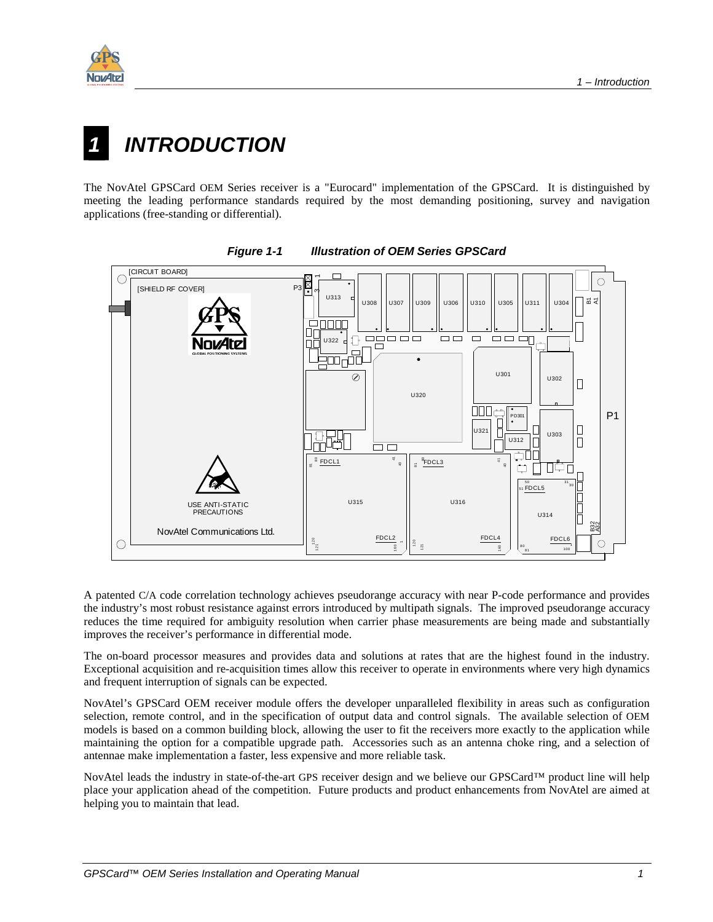# 1 INTRODUCTION

The NovAtel GPSCard OEM Series receiver is a "Eurocard" implementation of the GPSCard. It is distinguished by meeting the leading performance standards required by the most demanding positioning, survey and navigation applications (free-standing or differential).

***Figure 1-1 Illustration of OEM Series GPSCard***

A patented C/A code correlation technology achieves pseudorange accuracy with near P-code performance and provides the industry's most robust resistance against errors introduced by multipath signals. The improved pseudorange accuracy reduces the time required for ambiguity resolution when carrier phase measurements are being made and substantially improves the receiver's performance in differential mode.

The on-board processor measures and provides data and solutions at rates that are the highest found in the industry. Exceptional acquisition and re-acquisition times allow this receiver to operate in environments where very high dynamics and frequent interruption of signals can be expected.

NovAtel's GPSCard OEM receiver module offers the developer unparalleled flexibility in areas such as configuration selection, remote control, and in the specification of output data and control signals. The available selection of OEM models is based on a common building block, allowing the user to fit the receivers more exactly to the application while maintaining the option for a compatible upgrade path. Accessories such as an antenna choke ring, and a selection of antennae make implementation a faster, less expensive and more reliable task.

NovAtel leads the industry in state-of-the-art GPS receiver design and we believe our GPSCard™ product line will help place your application ahead of the competition. Future products and product enhancements from NovAtel are aimed at helping you to maintain that lead.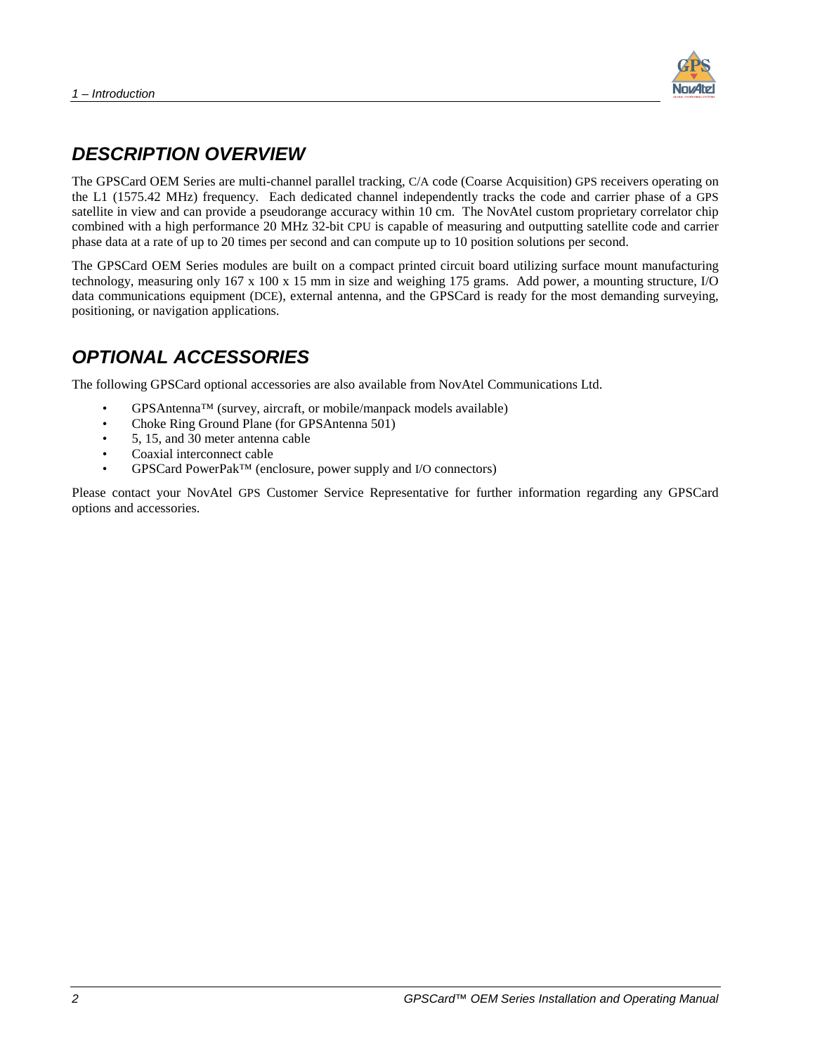## *DESCRIPTION OVERVIEW*

The GPSCard OEM Series are multi-channel parallel tracking, C/A code (Coarse Acquisition) GPS receivers operating on the L1 (1575.42 MHz) frequency. Each dedicated channel independently tracks the code and carrier phase of a GPS satellite in view and can provide a pseudorange accuracy within 10 cm. The NovAtel custom proprietary correlator chip combined with a high performance 20 MHz 32-bit CPU is capable of measuring and outputting satellite code and carrier phase data at a rate of up to 20 times per second and can compute up to 10 position solutions per second.

The GPSCard OEM Series modules are built on a compact printed circuit board utilizing surface mount manufacturing technology, measuring only 167 x 100 x 15 mm in size and weighing 175 grams. Add power, a mounting structure, I/O data communications equipment (DCE), external antenna, and the GPSCard is ready for the most demanding surveying, positioning, or navigation applications.

## *OPTIONAL ACCESSORIES*

The following GPSCard optional accessories are also available from NovAtel Communications Ltd.

- GPSAntenna™ (survey, aircraft, or mobile/manpack models available)
- Choke Ring Ground Plane (for GPSAntenna 501)
- 5, 15, and 30 meter antenna cable
- Coaxial interconnect cable
- GPSCard PowerPak™ (enclosure, power supply and I/O connectors)

Please contact your NovAtel GPS Customer Service Representative for further information regarding any GPSCard options and accessories.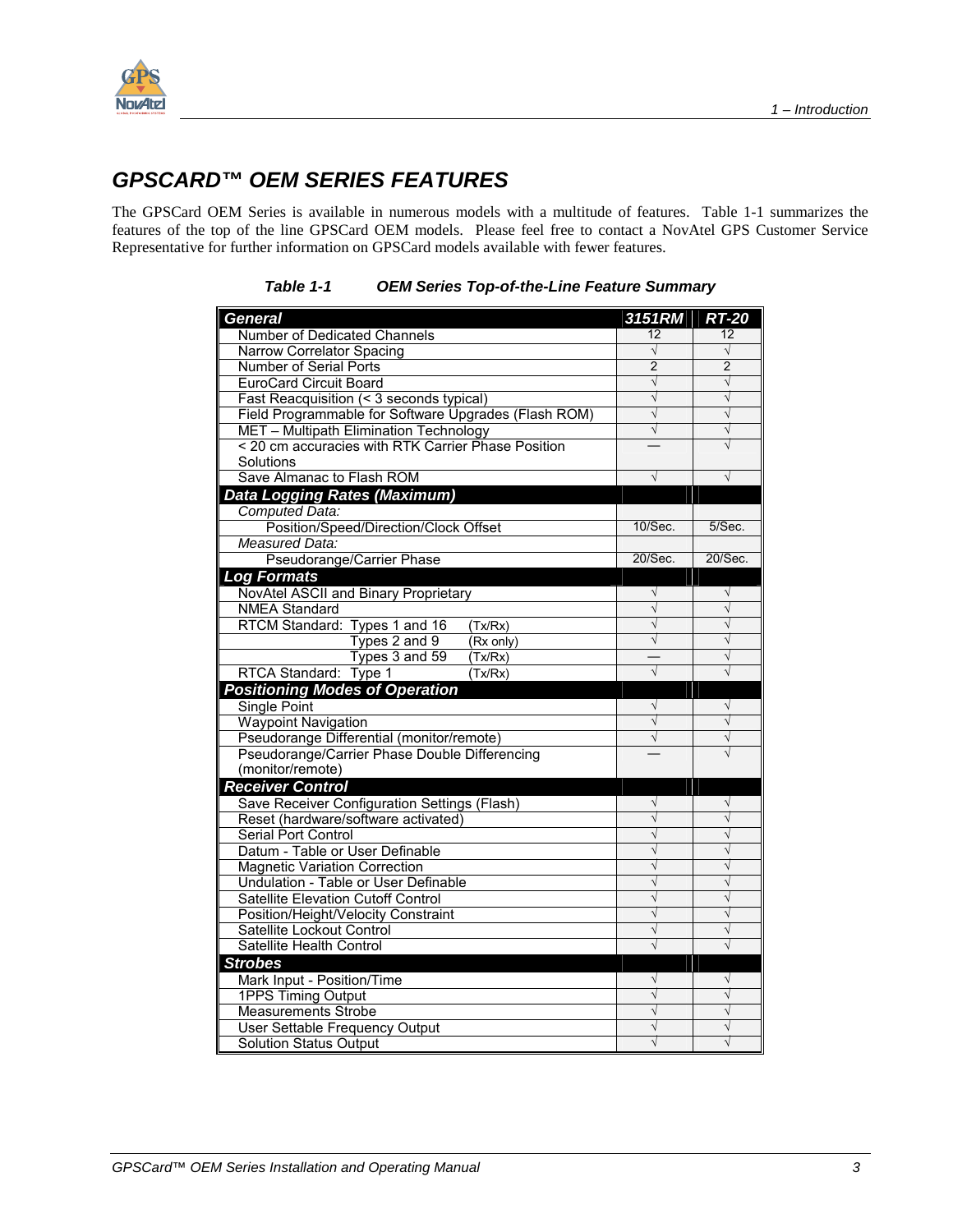## GPSCARD™ OEM SERIES FEATURES

The GPSCard OEM Series is available in numerous models with a multitude of features. Table 1-1 summarizes the features of the top of the line GPSCard OEM models. Please feel free to contact a NovAtel GPS Customer Service Representative for further information on GPSCard models available with fewer features.

***Table 1-1 OEM Series Top-of-the-Line Feature Summary***

| ***General*** | ***3151RM*** | ***RT-20*** |
|---|---|---|
| Number of Dedicated Channels | 12 | 12 |
| Narrow Correlator Spacing | √ | √ |
| Number of Serial Ports | 2 | 2 |
| EuroCard Circuit Board | √ | √ |
| Fast Reacquisition (< 3 seconds typical) | √ | √ |
| Field Programmable for Software Upgrades (Flash ROM) | √ | √ |
| MET – Multipath Elimination Technology | √ | √ |
| < 20 cm accuracies with RTK Carrier Phase Position Solutions | — | √ |
| Save Almanac to Flash ROM | √ | √ |
| ***Data Logging Rates (Maximum)*** | | |
| *Computed Data:* | | |
| Position/Speed/Direction/Clock Offset | 10/Sec. | 5/Sec. |
| *Measured Data:* | | |
| Pseudorange/Carrier Phase | 20/Sec. | 20/Sec. |
| ***Log Formats*** | | |
| NovAtel ASCII and Binary Proprietary | √ | √ |
| NMEA Standard | √ | √ |
| RTCM Standard: Types 1 and 16 (Tx/Rx) | √ | √ |
| Types 2 and 9 (Rx only) | √ | √ |
| Types 3 and 59 (Tx/Rx) | — | √ |
| RTCA Standard: Type 1 (Tx/Rx) | √ | √ |
| ***Positioning Modes of Operation*** | | |
| Single Point | √ | √ |
| Waypoint Navigation | √ | √ |
| Pseudorange Differential (monitor/remote) | √ | √ |
| Pseudorange/Carrier Phase Double Differencing (monitor/remote) | — | √ |
| ***Receiver Control*** | | |
| Save Receiver Configuration Settings (Flash) | √ | √ |
| Reset (hardware/software activated) | √ | √ |
| Serial Port Control | √ | √ |
| Datum - Table or User Definable | √ | √ |
| Magnetic Variation Correction | √ | √ |
| Undulation - Table or User Definable | √ | √ |
| Satellite Elevation Cutoff Control | √ | √ |
| Position/Height/Velocity Constraint | √ | √ |
| Satellite Lockout Control | √ | √ |
| Satellite Health Control | √ | √ |
| ***Strobes*** | | |
| Mark Input - Position/Time | √ | √ |
| 1PPS Timing Output | √ | √ |
| Measurements Strobe | √ | √ |
| User Settable Frequency Output | √ | √ |
| Solution Status Output | √ | √ |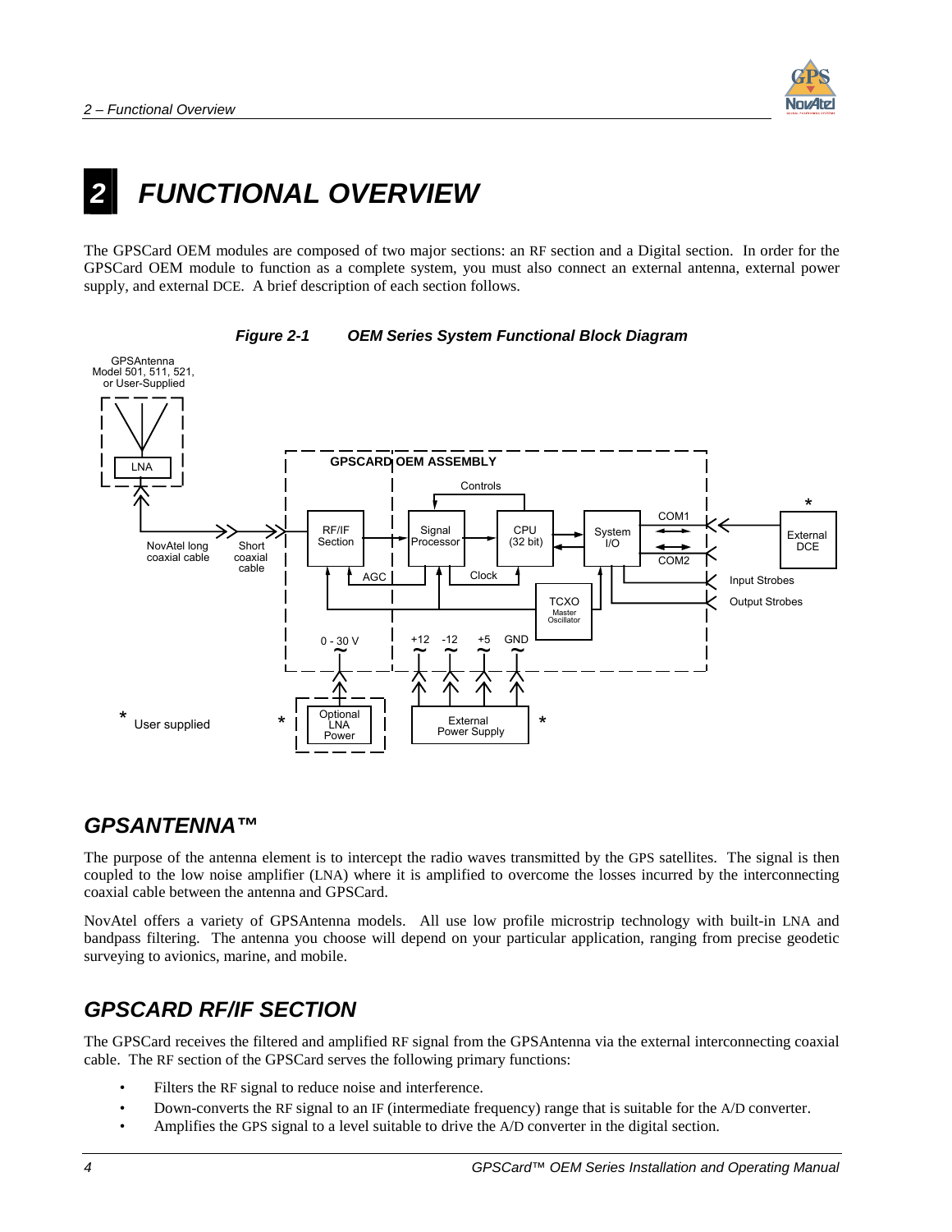# 2 FUNCTIONAL OVERVIEW

The GPSCard OEM modules are composed of two major sections: an RF section and a Digital section. In order for the GPSCard OEM module to function as a complete system, you must also connect an external antenna, external power supply, and external DCE. A brief description of each section follows.

***Figure 2-1 OEM Series System Functional Block Diagram***

## GPSANTENNA™

The purpose of the antenna element is to intercept the radio waves transmitted by the GPS satellites. The signal is then coupled to the low noise amplifier (LNA) where it is amplified to overcome the losses incurred by the interconnecting coaxial cable between the antenna and GPSCard.

NovAtel offers a variety of GPSAntenna models. All use low profile microstrip technology with built-in LNA and bandpass filtering. The antenna you choose will depend on your particular application, ranging from precise geodetic surveying to avionics, marine, and mobile.

## GPSCARD RF/IF SECTION

The GPSCard receives the filtered and amplified RF signal from the GPSAntenna via the external interconnecting coaxial cable. The RF section of the GPSCard serves the following primary functions:

- Filters the RF signal to reduce noise and interference.
- Down-converts the RF signal to an IF (intermediate frequency) range that is suitable for the A/D converter.
- Amplifies the GPS signal to a level suitable to drive the A/D converter in the digital section.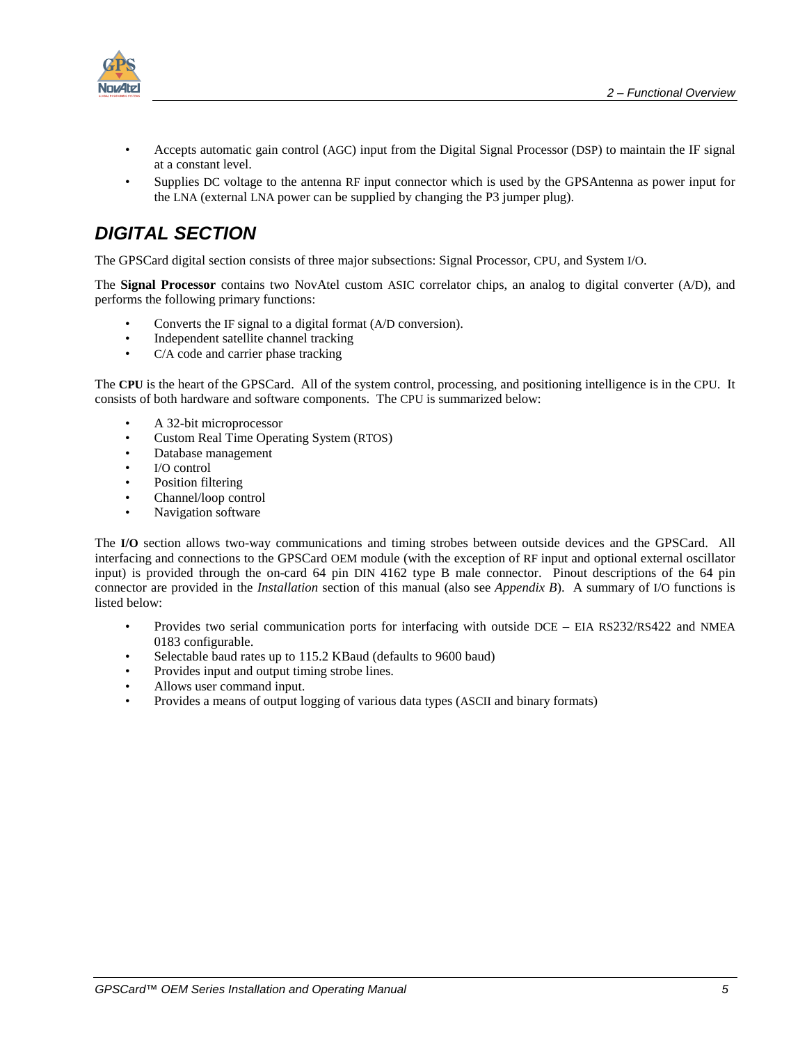- Accepts automatic gain control (AGC) input from the Digital Signal Processor (DSP) to maintain the IF signal at a constant level.
- Supplies DC voltage to the antenna RF input connector which is used by the GPSAntenna as power input for the LNA (external LNA power can be supplied by changing the P3 jumper plug).

## *DIGITAL SECTION*

The GPSCard digital section consists of three major subsections: Signal Processor, CPU, and System I/O.

The **Signal Processor** contains two NovAtel custom ASIC correlator chips, an analog to digital converter (A/D), and performs the following primary functions:

- Converts the IF signal to a digital format (A/D conversion).
- Independent satellite channel tracking
- C/A code and carrier phase tracking

The **CPU** is the heart of the GPSCard. All of the system control, processing, and positioning intelligence is in the CPU. It consists of both hardware and software components. The CPU is summarized below:

- A 32-bit microprocessor
- Custom Real Time Operating System (RTOS)
- Database management
- I/O control
- Position filtering
- Channel/loop control
- Navigation software

The **I/O** section allows two-way communications and timing strobes between outside devices and the GPSCard. All interfacing and connections to the GPSCard OEM module (with the exception of RF input and optional external oscillator input) is provided through the on-card 64 pin DIN 4162 type B male connector. Pinout descriptions of the 64 pin connector are provided in the *Installation* section of this manual (also see *Appendix B*). A summary of I/O functions is listed below:

- Provides two serial communication ports for interfacing with outside DCE – EIA RS232/RS422 and NMEA 0183 configurable.
- Selectable baud rates up to 115.2 KBaud (defaults to 9600 baud)
- Provides input and output timing strobe lines.
- Allows user command input.
- Provides a means of output logging of various data types (ASCII and binary formats)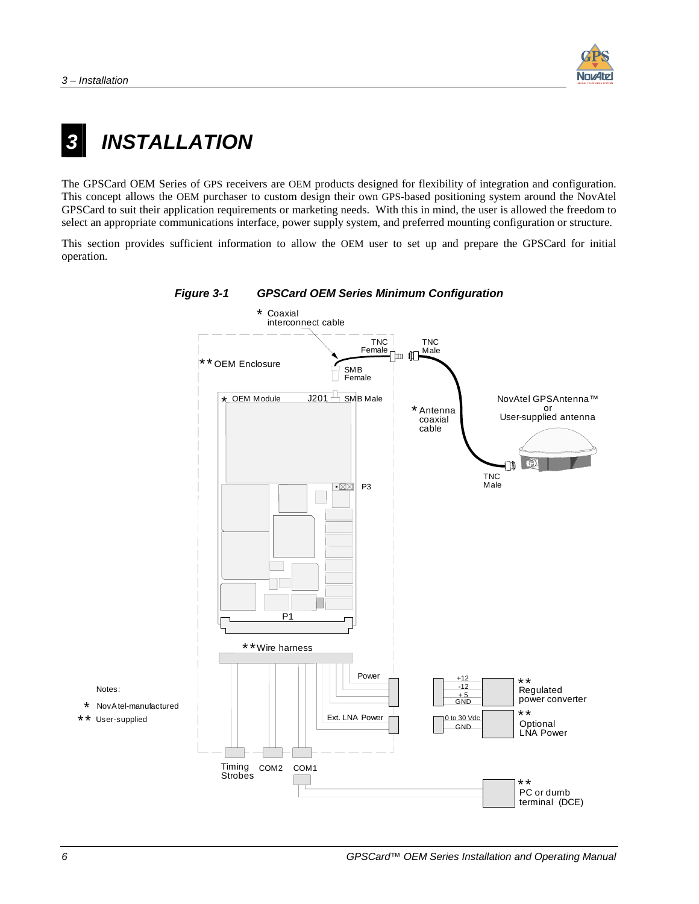# 3 INSTALLATION

The GPSCard OEM Series of GPS receivers are OEM products designed for flexibility of integration and configuration. This concept allows the OEM purchaser to custom design their own GPS-based positioning system around the NovAtel GPSCard to suit their application requirements or marketing needs. With this in mind, the user is allowed the freedom to select an appropriate communications interface, power supply system, and preferred mounting configuration or structure.

This section provides sufficient information to allow the OEM user to set up and prepare the GPSCard for initial operation.

***Figure 3-1 GPSCard OEM Series Minimum Configuration***

Notes:

\* NovAtel-manufactured

\*\* User-supplied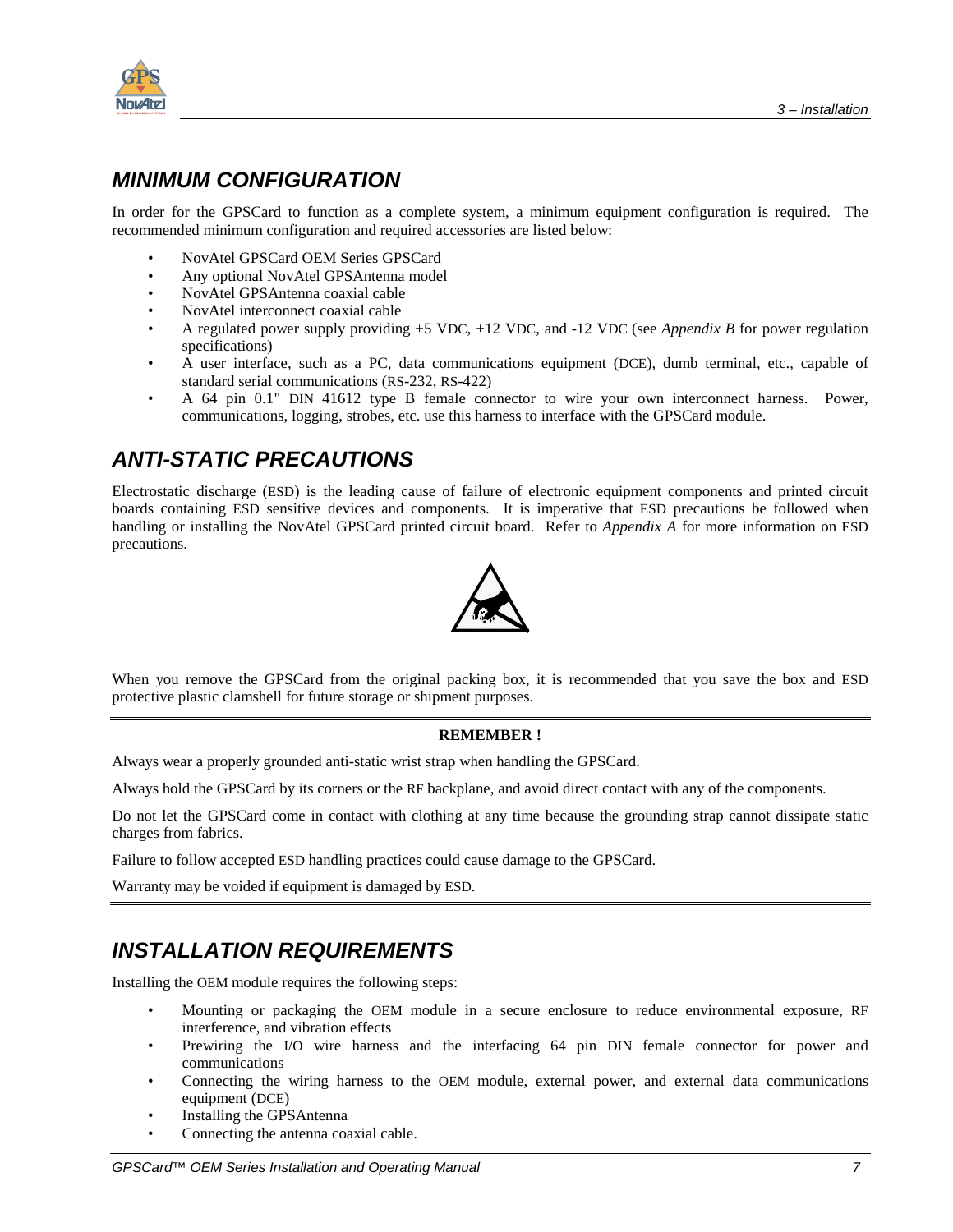## MINIMUM CONFIGURATION

In order for the GPSCard to function as a complete system, a minimum equipment configuration is required. The recommended minimum configuration and required accessories are listed below:

- NovAtel GPSCard OEM Series GPSCard
- Any optional NovAtel GPSAntenna model
- NovAtel GPSAntenna coaxial cable
- NovAtel interconnect coaxial cable
- A regulated power supply providing +5 VDC, +12 VDC, and -12 VDC (see *Appendix B* for power regulation specifications)
- A user interface, such as a PC, data communications equipment (DCE), dumb terminal, etc., capable of standard serial communications (RS-232, RS-422)
- A 64 pin 0.1" DIN 41612 type B female connector to wire your own interconnect harness. Power, communications, logging, strobes, etc. use this harness to interface with the GPSCard module.

## ANTI-STATIC PRECAUTIONS

Electrostatic discharge (ESD) is the leading cause of failure of electronic equipment components and printed circuit boards containing ESD sensitive devices and components. It is imperative that ESD precautions be followed when handling or installing the NovAtel GPSCard printed circuit board. Refer to *Appendix A* for more information on ESD precautions.

When you remove the GPSCard from the original packing box, it is recommended that you save the box and ESD protective plastic clamshell for future storage or shipment purposes.

---

**REMEMBER !**

Always wear a properly grounded anti-static wrist strap when handling the GPSCard.

Always hold the GPSCard by its corners or the RF backplane, and avoid direct contact with any of the components.

Do not let the GPSCard come in contact with clothing at any time because the grounding strap cannot dissipate static charges from fabrics.

Failure to follow accepted ESD handling practices could cause damage to the GPSCard.

Warranty may be voided if equipment is damaged by ESD.

---

## INSTALLATION REQUIREMENTS

Installing the OEM module requires the following steps:

- Mounting or packaging the OEM module in a secure enclosure to reduce environmental exposure, RF interference, and vibration effects
- Prewiring the I/O wire harness and the interfacing 64 pin DIN female connector for power and communications
- Connecting the wiring harness to the OEM module, external power, and external data communications equipment (DCE)
- Installing the GPSAntenna
- Connecting the antenna coaxial cable.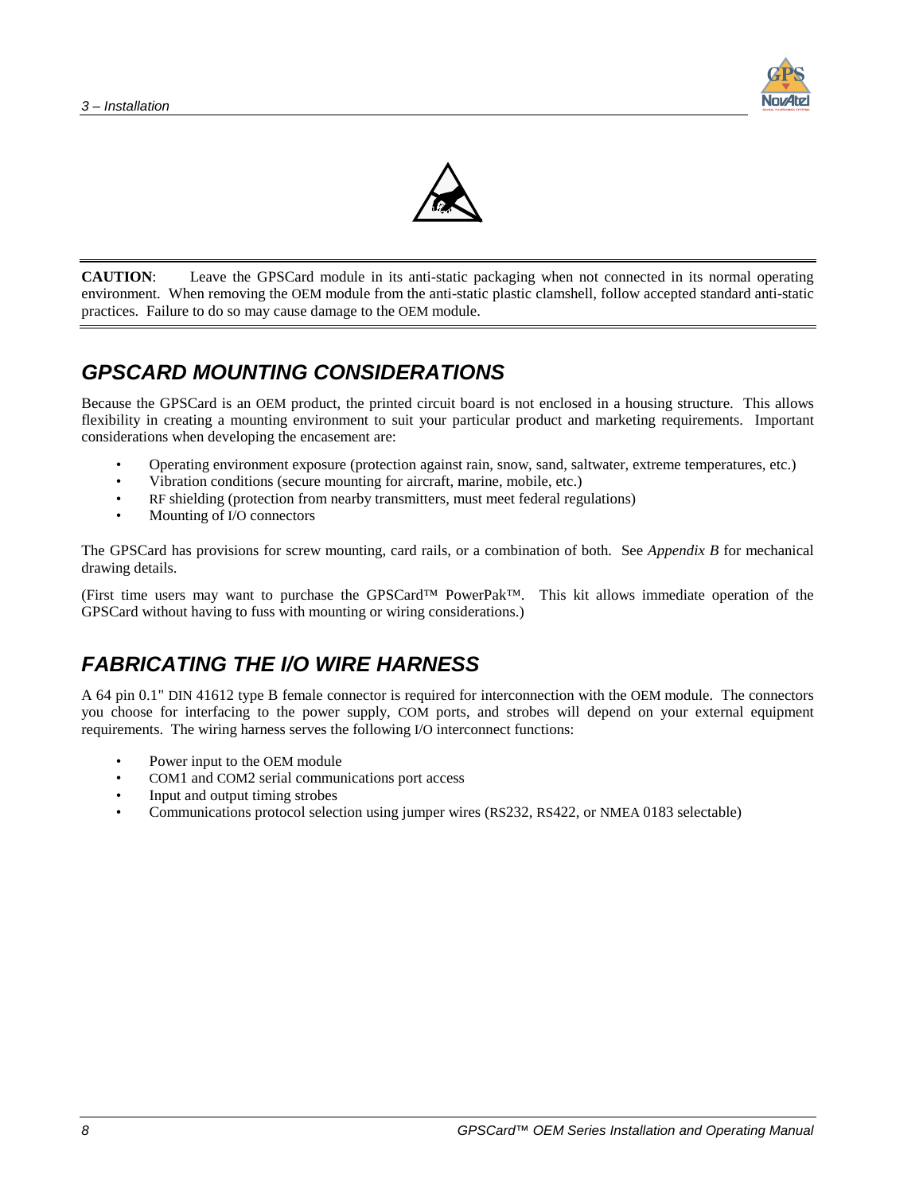**CAUTION**: Leave the GPSCard module in its anti-static packaging when not connected in its normal operating environment. When removing the OEM module from the anti-static plastic clamshell, follow accepted standard anti-static practices. Failure to do so may cause damage to the OEM module.

## GPSCARD MOUNTING CONSIDERATIONS

Because the GPSCard is an OEM product, the printed circuit board is not enclosed in a housing structure. This allows flexibility in creating a mounting environment to suit your particular product and marketing requirements. Important considerations when developing the encasement are:

- Operating environment exposure (protection against rain, snow, sand, saltwater, extreme temperatures, etc.)
- Vibration conditions (secure mounting for aircraft, marine, mobile, etc.)
- RF shielding (protection from nearby transmitters, must meet federal regulations)
- Mounting of I/O connectors

The GPSCard has provisions for screw mounting, card rails, or a combination of both. See *Appendix B* for mechanical drawing details.

(First time users may want to purchase the GPSCard™ PowerPak™. This kit allows immediate operation of the GPSCard without having to fuss with mounting or wiring considerations.)

## FABRICATING THE I/O WIRE HARNESS

A 64 pin 0.1" DIN 41612 type B female connector is required for interconnection with the OEM module. The connectors you choose for interfacing to the power supply, COM ports, and strobes will depend on your external equipment requirements. The wiring harness serves the following I/O interconnect functions:

- Power input to the OEM module
- COM1 and COM2 serial communications port access
- Input and output timing strobes
- Communications protocol selection using jumper wires (RS232, RS422, or NMEA 0183 selectable)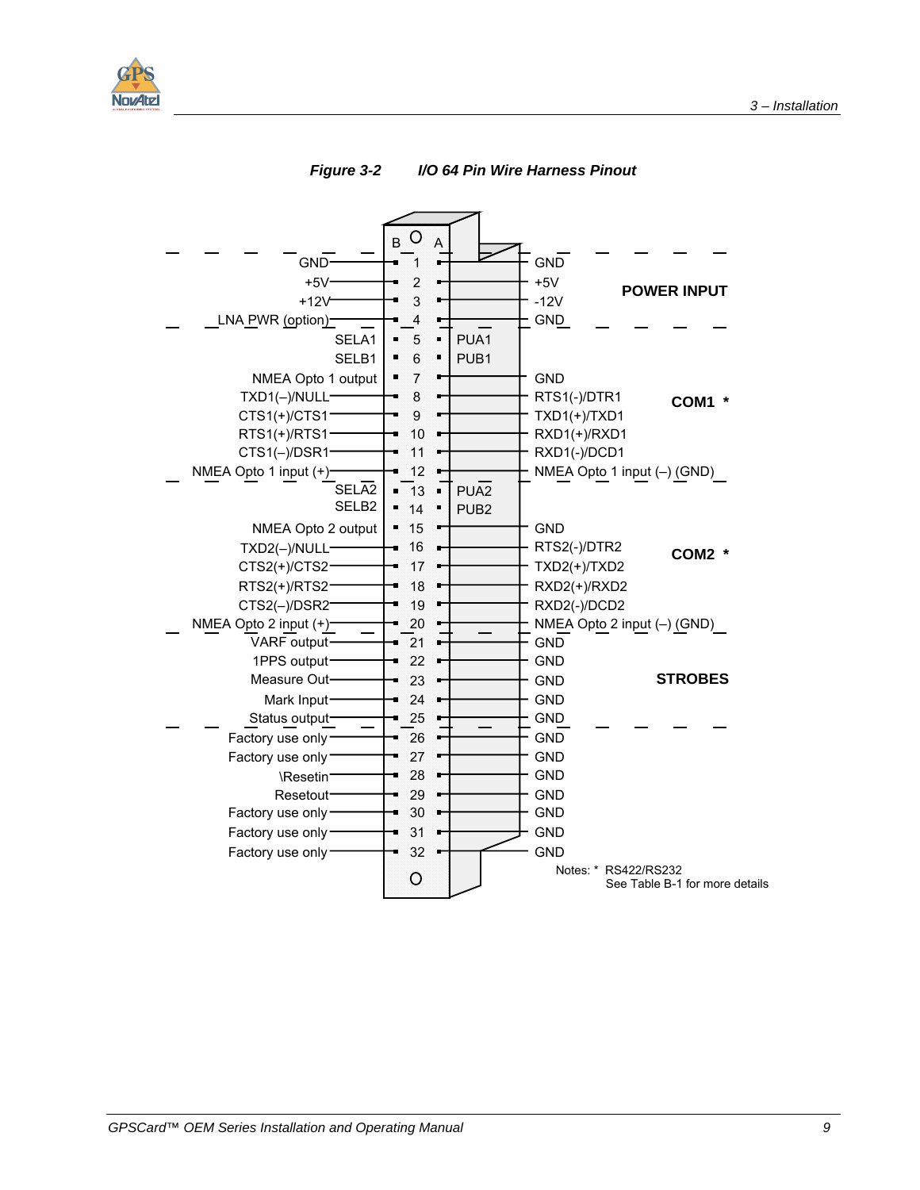**Figure 3-2 I/O 64 Pin Wire Harness Pinout**

| Group | B Side Signal | Pin | A Side Signal |
|---|---|---|---|
| POWER INPUT | GND | 1 | GND |
| | +5V | 2 | +5V |
| | +12V | 3 | -12V |
| | LNA PWR (option) | 4 | GND |
| | SELA1 | 5 | PUA1 |
| | SELB1 | 6 | PUB1 |
| COM1 * | NMEA Opto 1 output | 7 | GND |
| | TXD1(–)/NULL | 8 | RTS1(-)/DTR1 |
| | CTS1(+)/CTS1 | 9 | TXD1(+)/TXD1 |
| | RTS1(+)/RTS1 | 10 | RXD1(+)/RXD1 |
| | CTS1(–)/DSR1 | 11 | RXD1(-)/DCD1 |
| | NMEA Opto 1 input (+) | 12 | NMEA Opto 1 input (–) (GND) |
| | SELA2 | 13 | PUA2 |
| | SELB2 | 14 | PUB2 |
| COM2 * | NMEA Opto 2 output | 15 | GND |
| | TXD2(–)/NULL | 16 | RTS2(-)/DTR2 |
| | CTS2(+)/CTS2 | 17 | TXD2(+)/TXD2 |
| | RTS2(+)/RTS2 | 18 | RXD2(+)/RXD2 |
| | CTS2(–)/DSR2 | 19 | RXD2(-)/DCD2 |
| | NMEA Opto 2 input (+) | 20 | NMEA Opto 2 input (–) (GND) |
| STROBES | VARF output | 21 | GND |
| | 1PPS output | 22 | GND |
| | Measure Out | 23 | GND |
| | Mark Input | 24 | GND |
| | Status output | 25 | GND |
| | Factory use only | 26 | GND |
| | Factory use only | 27 | GND |
| | \Resetin | 28 | GND |
| | Resetout | 29 | GND |
| | Factory use only | 30 | GND |
| | Factory use only | 31 | GND |
| | Factory use only | 32 | GND |

Notes: * RS422/RS232
See Table B-1 for more details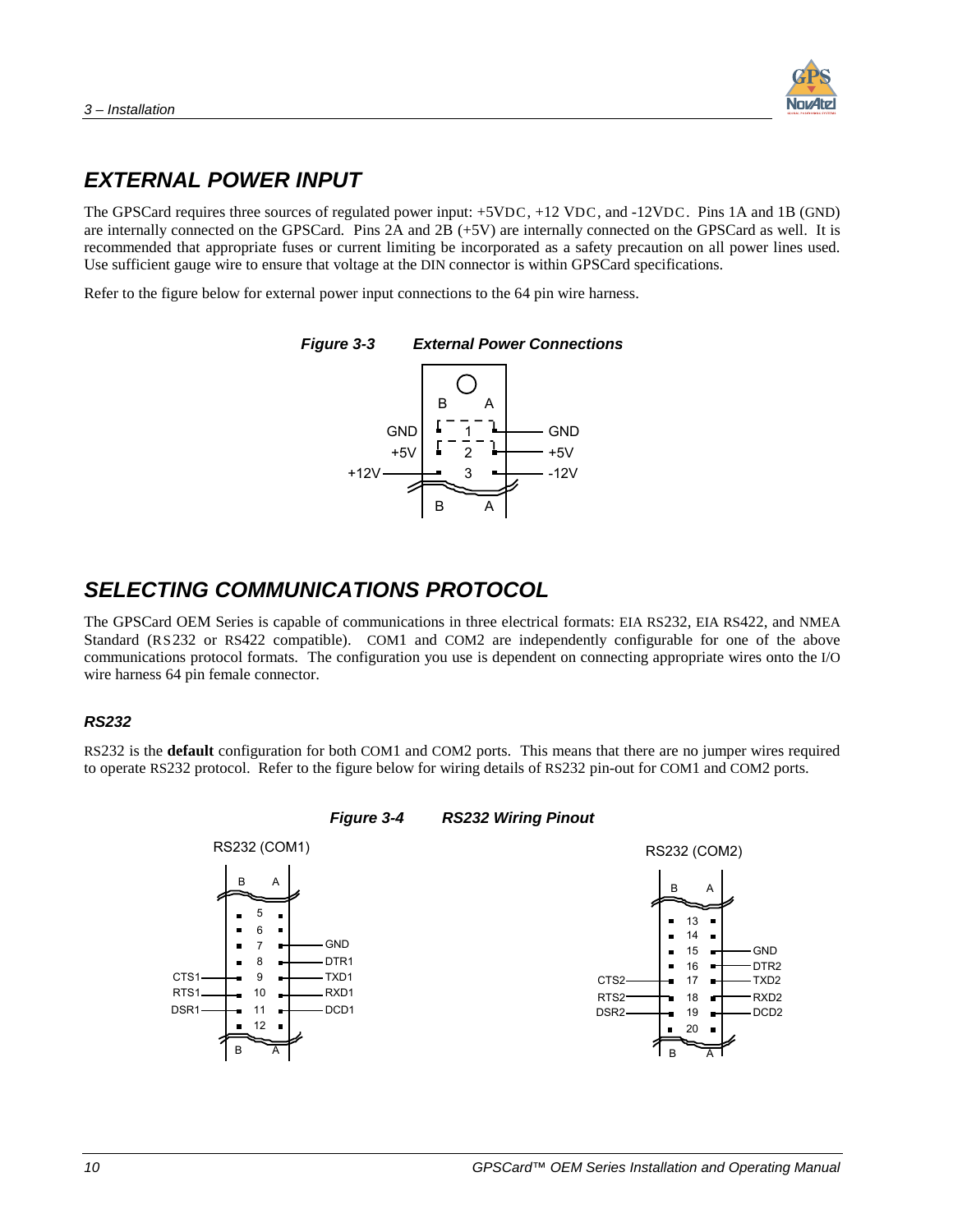## EXTERNAL POWER INPUT

The GPSCard requires three sources of regulated power input: +5VDC, +12 VDC, and -12VDC. Pins 1A and 1B (GND) are internally connected on the GPSCard. Pins 2A and 2B (+5V) are internally connected on the GPSCard as well. It is recommended that appropriate fuses or current limiting be incorporated as a safety precaution on all power lines used. Use sufficient gauge wire to ensure that voltage at the DIN connector is within GPSCard specifications.

Refer to the figure below for external power input connections to the 64 pin wire harness.

***Figure 3-3 External Power Connections***

| B | Pin | A |
|---|---|---|
| GND | 1 | GND |
| +5V | 2 | +5V |
| +12V | 3 | -12V |

## SELECTING COMMUNICATIONS PROTOCOL

The GPSCard OEM Series is capable of communications in three electrical formats: EIA RS232, EIA RS422, and NMEA Standard (RS232 or RS422 compatible). COM1 and COM2 are independently configurable for one of the above communications protocol formats. The configuration you use is dependent on connecting appropriate wires onto the I/O wire harness 64 pin female connector.

### *RS232*

RS232 is the **default** configuration for both COM1 and COM2 ports. This means that there are no jumper wires required to operate RS232 protocol. Refer to the figure below for wiring details of RS232 pin-out for COM1 and COM2 ports.

***Figure 3-4 RS232 Wiring Pinout***

RS232 (COM1)

| B | Pin | A |
|---|---|---|
| | 5 | |
| | 6 | |
| | 7 | GND |
| | 8 | DTR1 |
| CTS1 | 9 | TXD1 |
| RTS1 | 10 | RXD1 |
| DSR1 | 11 | DCD1 |
| | 12 | |

RS232 (COM2)

| B | Pin | A |
|---|---|---|
| | 13 | |
| | 14 | |
| | 15 | GND |
| | 16 | DTR2 |
| CTS2 | 17 | TXD2 |
| RTS2 | 18 | RXD2 |
| DSR2 | 19 | DCD2 |
| | 20 | |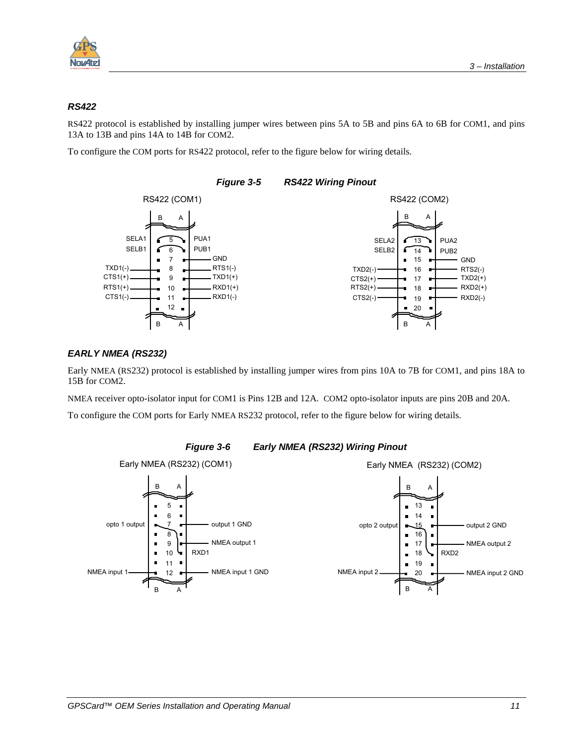### RS422

RS422 protocol is established by installing jumper wires between pins 5A to 5B and pins 6A to 6B for COM1, and pins 13A to 13B and pins 14A to 14B for COM2.

To configure the COM ports for RS422 protocol, refer to the figure below for wiring details.

***Figure 3-5 RS422 Wiring Pinout***

RS422 (COM1)

| B | Pin | A |
|---|---|---|
| SELA1 | 5 | PUA1 |
| SELB1 | 6 | PUB1 |
| | 7 | GND |
| TXD1(-) | 8 | RTS1(-) |
| CTS1(+) | 9 | TXD1(+) |
| RTS1(+) | 10 | RXD1(+) |
| CTS1(-) | 11 | RXD1(-) |
| | 12 | |

RS422 (COM2)

| B | Pin | A |
|---|---|---|
| SELA2 | 13 | PUA2 |
| SELB2 | 14 | PUB2 |
| | 15 | GND |
| TXD2(-) | 16 | RTS2(-) |
| CTS2(+) | 17 | TXD2(+) |
| RTS2(+) | 18 | RXD2(+) |
| CTS2(-) | 19 | RXD2(-) |
| | 20 | |

### EARLY NMEA (RS232)

Early NMEA (RS232) protocol is established by installing jumper wires from pins 10A to 7B for COM1, and pins 18A to 15B for COM2.

NMEA receiver opto-isolator input for COM1 is Pins 12B and 12A. COM2 opto-isolator inputs are pins 20B and 20A.

To configure the COM ports for Early NMEA RS232 protocol, refer to the figure below for wiring details.

***Figure 3-6 Early NMEA (RS232) Wiring Pinout***

Early NMEA (RS232) (COM1)

| B | Pin | A |
|---|---|---|
| | 5 | |
| | 6 | |
| opto 1 output | 7 | output 1 GND |
| | 8 | |
| | 9 | NMEA output 1 |
| | 10 | RXD1 |
| | 11 | |
| NMEA input 1 | 12 | NMEA input 1 GND |

Early NMEA (RS232) (COM2)

| B | Pin | A |
|---|---|---|
| | 13 | |
| | 14 | |
| opto 2 output | 15 | output 2 GND |
| | 16 | |
| | 17 | NMEA output 2 |
| | 18 | RXD2 |
| | 19 | |
| NMEA input 2 | 20 | NMEA input 2 GND |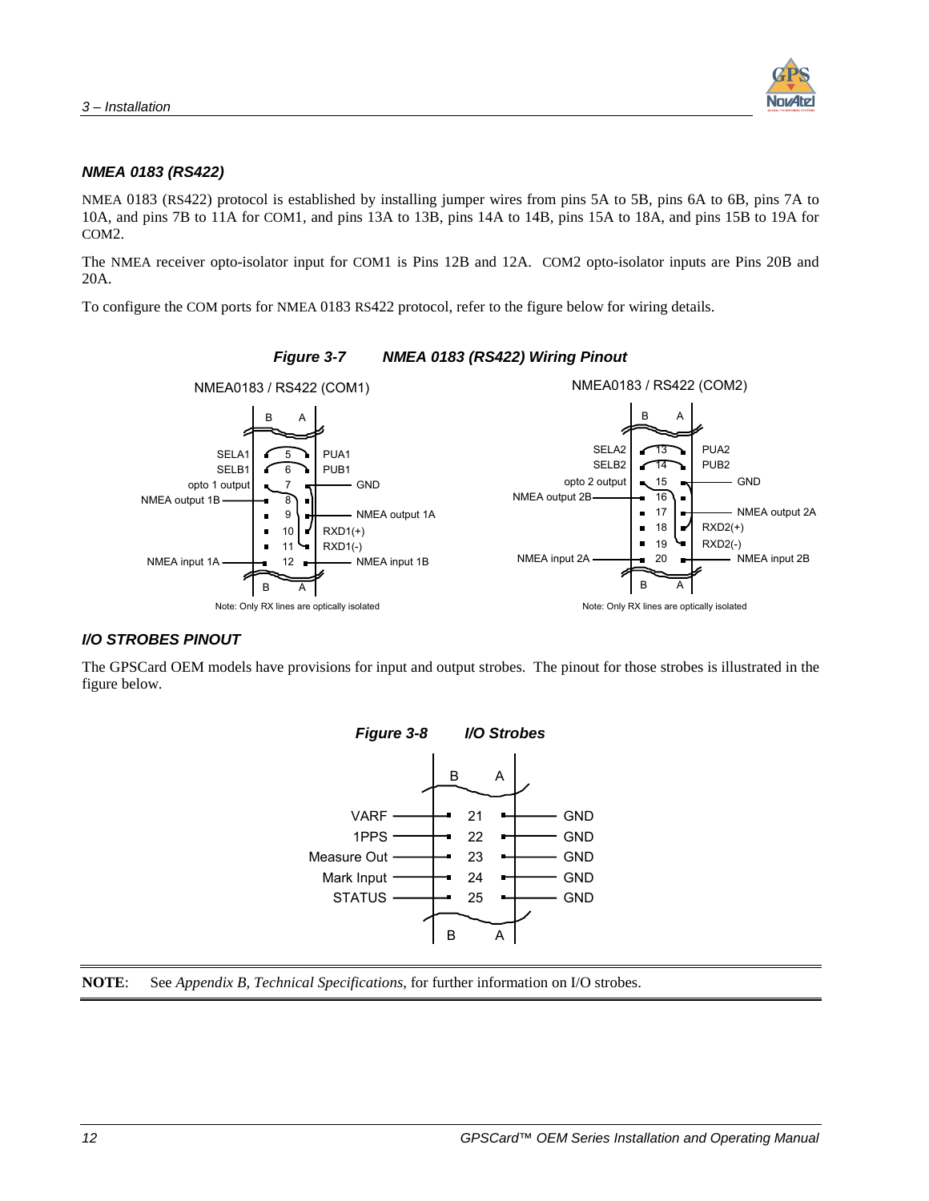### NMEA 0183 (RS422)

NMEA 0183 (RS422) protocol is established by installing jumper wires from pins 5A to 5B, pins 6A to 6B, pins 7A to 10A, and pins 7B to 11A for COM1, and pins 13A to 13B, pins 14A to 14B, pins 15A to 18A, and pins 15B to 19A for COM2.

The NMEA receiver opto-isolator input for COM1 is Pins 12B and 12A. COM2 opto-isolator inputs are Pins 20B and 20A.

To configure the COM ports for NMEA 0183 RS422 protocol, refer to the figure below for wiring details.

***Figure 3-7 NMEA 0183 (RS422) Wiring Pinout***

NMEA0183 / RS422 (COM1)

| B side | Pin | A side |
|---|---|---|
| SELA1 | 5 | PUA1 |
| SELB1 | 6 | PUB1 |
| opto 1 output | 7 | GND |
| NMEA output 1B | 8 | |
| | 9 | NMEA output 1A |
| | 10 | RXD1(+) |
| | 11 | RXD1(-) |
| NMEA input 1A | 12 | NMEA input 1B |

Note: Only RX lines are optically isolated

NMEA0183 / RS422 (COM2)

| B side | Pin | A side |
|---|---|---|
| SELA2 | 13 | PUA2 |
| SELB2 | 14 | PUB2 |
| opto 2 output | 15 | GND |
| NMEA output 2B | 16 | |
| | 17 | NMEA output 2A |
| | 18 | RXD2(+) |
| | 19 | RXD2(-) |
| NMEA input 2A | 20 | NMEA input 2B |

Note: Only RX lines are optically isolated

### I/O STROBES PINOUT

The GPSCard OEM models have provisions for input and output strobes. The pinout for those strobes is illustrated in the figure below.

***Figure 3-8 I/O Strobes***

| B | Pin | A |
|---|---|---|
| VARF | 21 | GND |
| 1PPS | 22 | GND |
| Measure Out | 23 | GND |
| Mark Input | 24 | GND |
| STATUS | 25 | GND |

**NOTE**: See *Appendix B, Technical Specifications*, for further information on I/O strobes.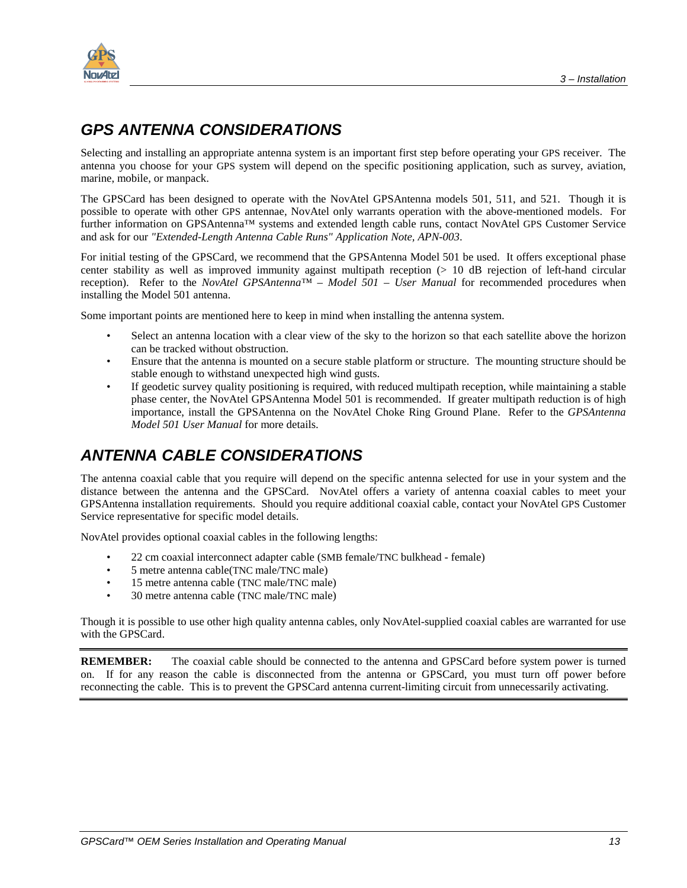## *GPS ANTENNA CONSIDERATIONS*

Selecting and installing an appropriate antenna system is an important first step before operating your GPS receiver. The antenna you choose for your GPS system will depend on the specific positioning application, such as survey, aviation, marine, mobile, or manpack.

The GPSCard has been designed to operate with the NovAtel GPSAntenna models 501, 511, and 521. Though it is possible to operate with other GPS antennae, NovAtel only warrants operation with the above-mentioned models. For further information on GPSAntenna™ systems and extended length cable runs, contact NovAtel GPS Customer Service and ask for our *"Extended-Length Antenna Cable Runs" Application Note, APN-003*.

For initial testing of the GPSCard, we recommend that the GPSAntenna Model 501 be used. It offers exceptional phase center stability as well as improved immunity against multipath reception (> 10 dB rejection of left-hand circular reception). Refer to the *NovAtel GPSAntenna™ – Model 501 – User Manual* for recommended procedures when installing the Model 501 antenna.

Some important points are mentioned here to keep in mind when installing the antenna system.

- Select an antenna location with a clear view of the sky to the horizon so that each satellite above the horizon can be tracked without obstruction.
- Ensure that the antenna is mounted on a secure stable platform or structure. The mounting structure should be stable enough to withstand unexpected high wind gusts.
- If geodetic survey quality positioning is required, with reduced multipath reception, while maintaining a stable phase center, the NovAtel GPSAntenna Model 501 is recommended. If greater multipath reduction is of high importance, install the GPSAntenna on the NovAtel Choke Ring Ground Plane. Refer to the *GPSAntenna Model 501 User Manual* for more details.

## *ANTENNA CABLE CONSIDERATIONS*

The antenna coaxial cable that you require will depend on the specific antenna selected for use in your system and the distance between the antenna and the GPSCard. NovAtel offers a variety of antenna coaxial cables to meet your GPSAntenna installation requirements. Should you require additional coaxial cable, contact your NovAtel GPS Customer Service representative for specific model details.

NovAtel provides optional coaxial cables in the following lengths:

- 22 cm coaxial interconnect adapter cable (SMB female/TNC bulkhead - female)
- 5 metre antenna cable(TNC male/TNC male)
- 15 metre antenna cable (TNC male/TNC male)
- 30 metre antenna cable (TNC male/TNC male)

Though it is possible to use other high quality antenna cables, only NovAtel-supplied coaxial cables are warranted for use with the GPSCard.

---

**REMEMBER:** The coaxial cable should be connected to the antenna and GPSCard before system power is turned on. If for any reason the cable is disconnected from the antenna or GPSCard, you must turn off power before reconnecting the cable. This is to prevent the GPSCard antenna current-limiting circuit from unnecessarily activating.

---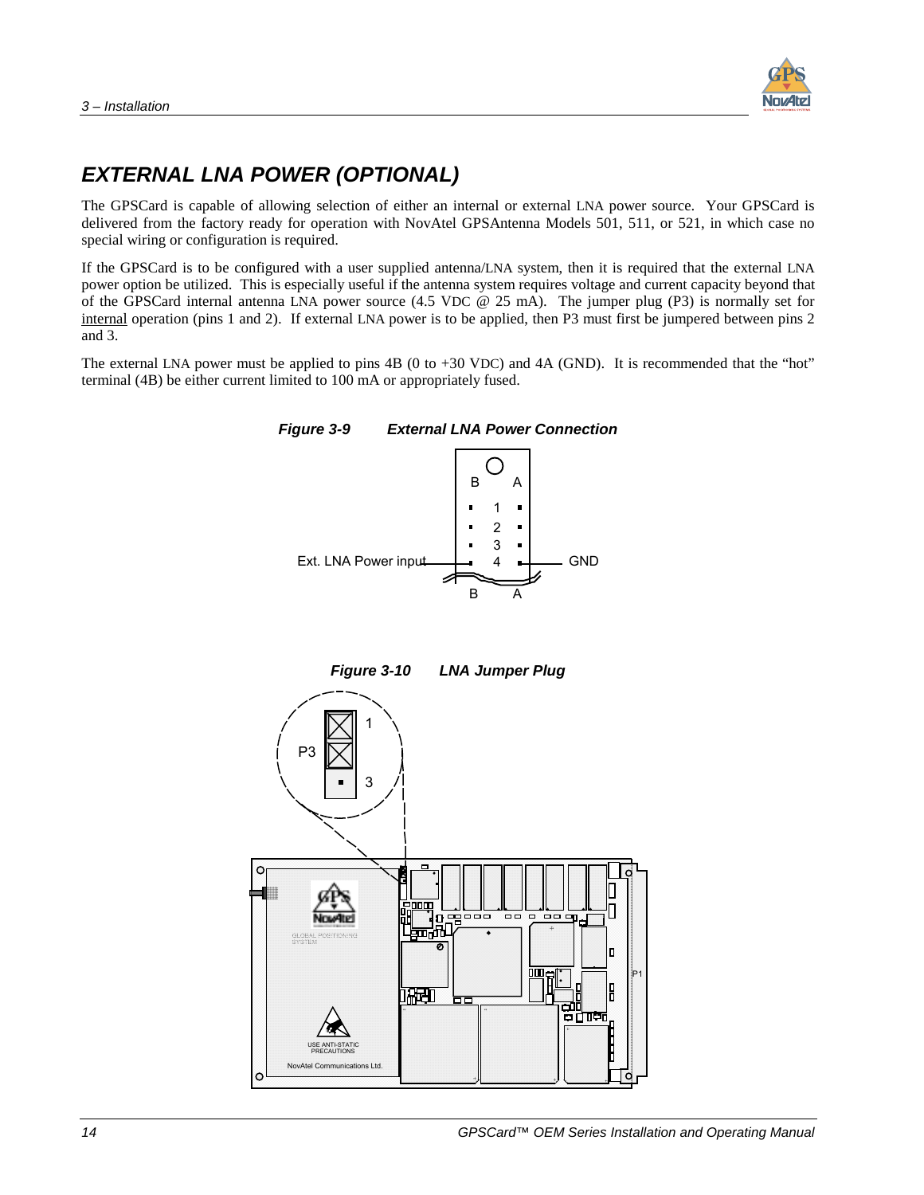## EXTERNAL LNA POWER (OPTIONAL)

The GPSCard is capable of allowing selection of either an internal or external LNA power source. Your GPSCard is delivered from the factory ready for operation with NovAtel GPSAntenna Models 501, 511, or 521, in which case no special wiring or configuration is required.

If the GPSCard is to be configured with a user supplied antenna/LNA system, then it is required that the external LNA power option be utilized. This is especially useful if the antenna system requires voltage and current capacity beyond that of the GPSCard internal antenna LNA power source (4.5 VDC @ 25 mA). The jumper plug (P3) is normally set for <u>internal</u> operation (pins 1 and 2). If external LNA power is to be applied, then P3 must first be jumpered between pins 2 and 3.

The external LNA power must be applied to pins 4B (0 to +30 VDC) and 4A (GND). It is recommended that the "hot" terminal (4B) be either current limited to 100 mA or appropriately fused.

***Figure 3-9 External LNA Power Connection***

B A
1
2
3
Ext. LNA Power input 4 GND
B A

***Figure 3-10 LNA Jumper Plug***

P3 1 3

GLOBAL POSITIONING SYSTEM
USE ANTI-STATIC PRECAUTIONS
NovAtel Communications Ltd.
P1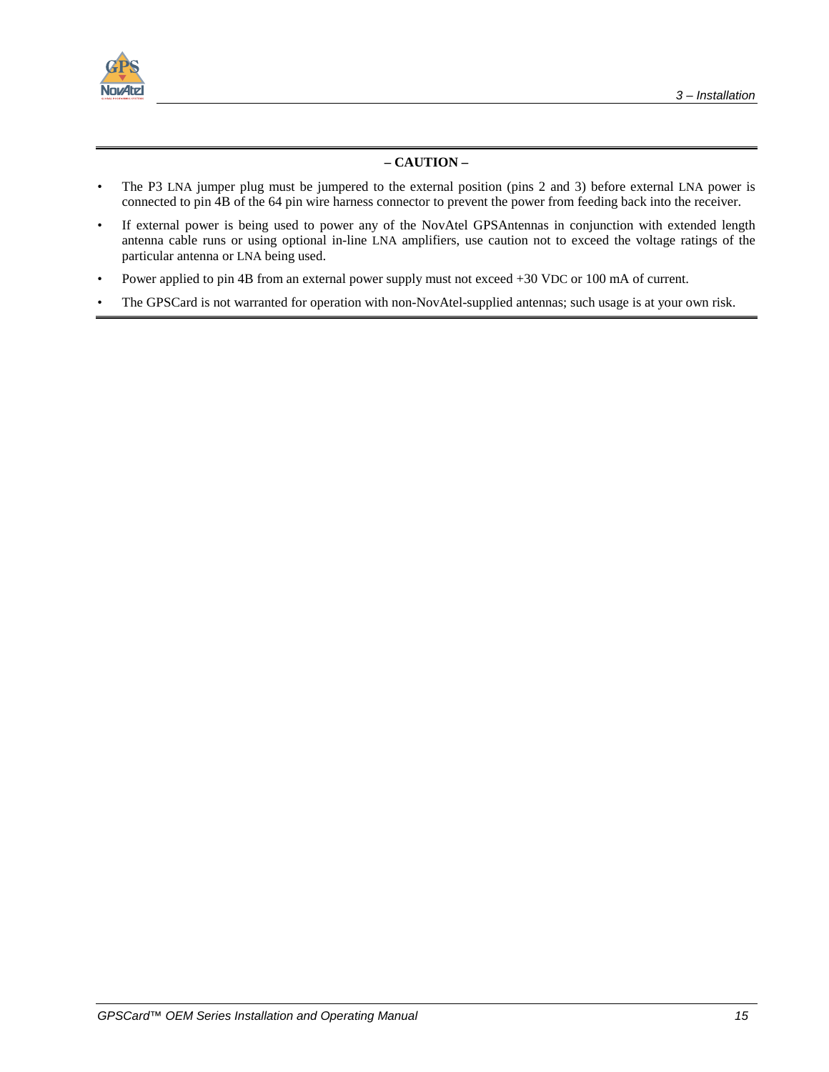**– CAUTION –**

- The P3 LNA jumper plug must be jumpered to the external position (pins 2 and 3) before external LNA power is connected to pin 4B of the 64 pin wire harness connector to prevent the power from feeding back into the receiver.
- If external power is being used to power any of the NovAtel GPSAntennas in conjunction with extended length antenna cable runs or using optional in-line LNA amplifiers, use caution not to exceed the voltage ratings of the particular antenna or LNA being used.
- Power applied to pin 4B from an external power supply must not exceed +30 VDC or 100 mA of current.
- The GPSCard is not warranted for operation with non-NovAtel-supplied antennas; such usage is at your own risk.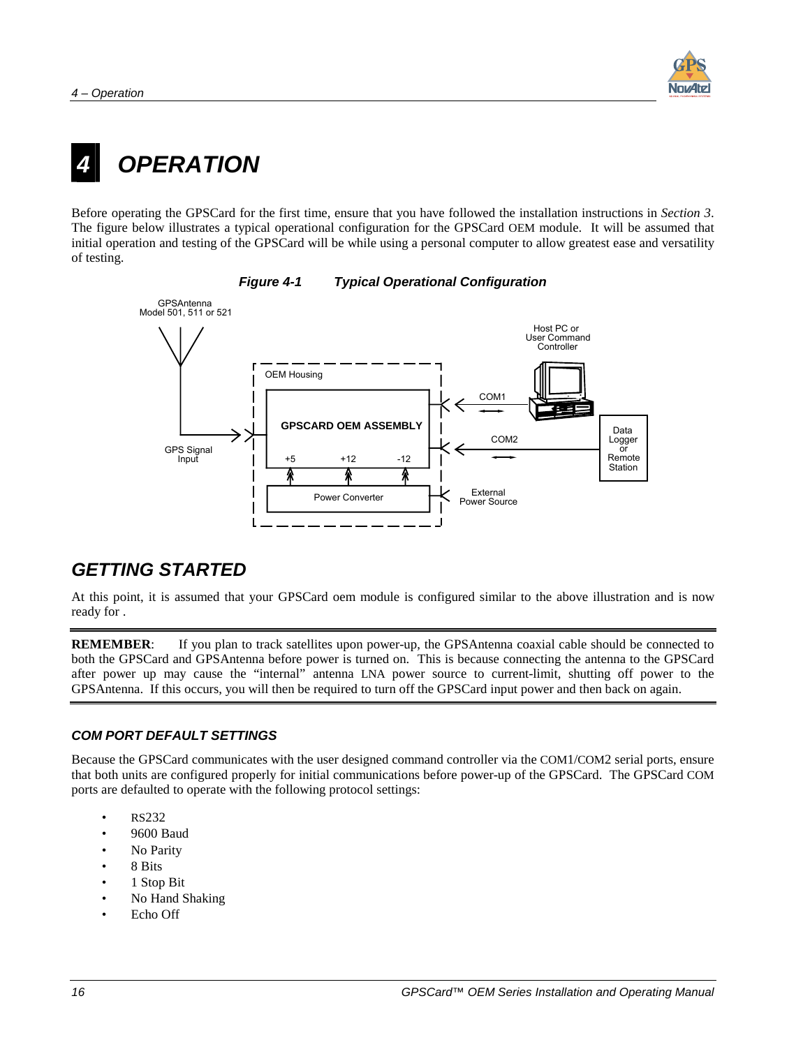# 4 OPERATION

Before operating the GPSCard for the first time, ensure that you have followed the installation instructions in *Section 3*. The figure below illustrates a typical operational configuration for the GPSCard OEM module. It will be assumed that initial operation and testing of the GPSCard will be while using a personal computer to allow greatest ease and versatility of testing.

***Figure 4-1 Typical Operational Configuration***

## GETTING STARTED

At this point, it is assumed that your GPSCard oem module is configured similar to the above illustration and is now ready for .

**REMEMBER**: If you plan to track satellites upon power-up, the GPSAntenna coaxial cable should be connected to both the GPSCard and GPSAntenna before power is turned on. This is because connecting the antenna to the GPSCard after power up may cause the "internal" antenna LNA power source to current-limit, shutting off power to the GPSAntenna. If this occurs, you will then be required to turn off the GPSCard input power and then back on again.

### COM PORT DEFAULT SETTINGS

Because the GPSCard communicates with the user designed command controller via the COM1/COM2 serial ports, ensure that both units are configured properly for initial communications before power-up of the GPSCard. The GPSCard COM ports are defaulted to operate with the following protocol settings:

- RS232
- 9600 Baud
- No Parity
- 8 Bits
- 1 Stop Bit
- No Hand Shaking
- Echo Off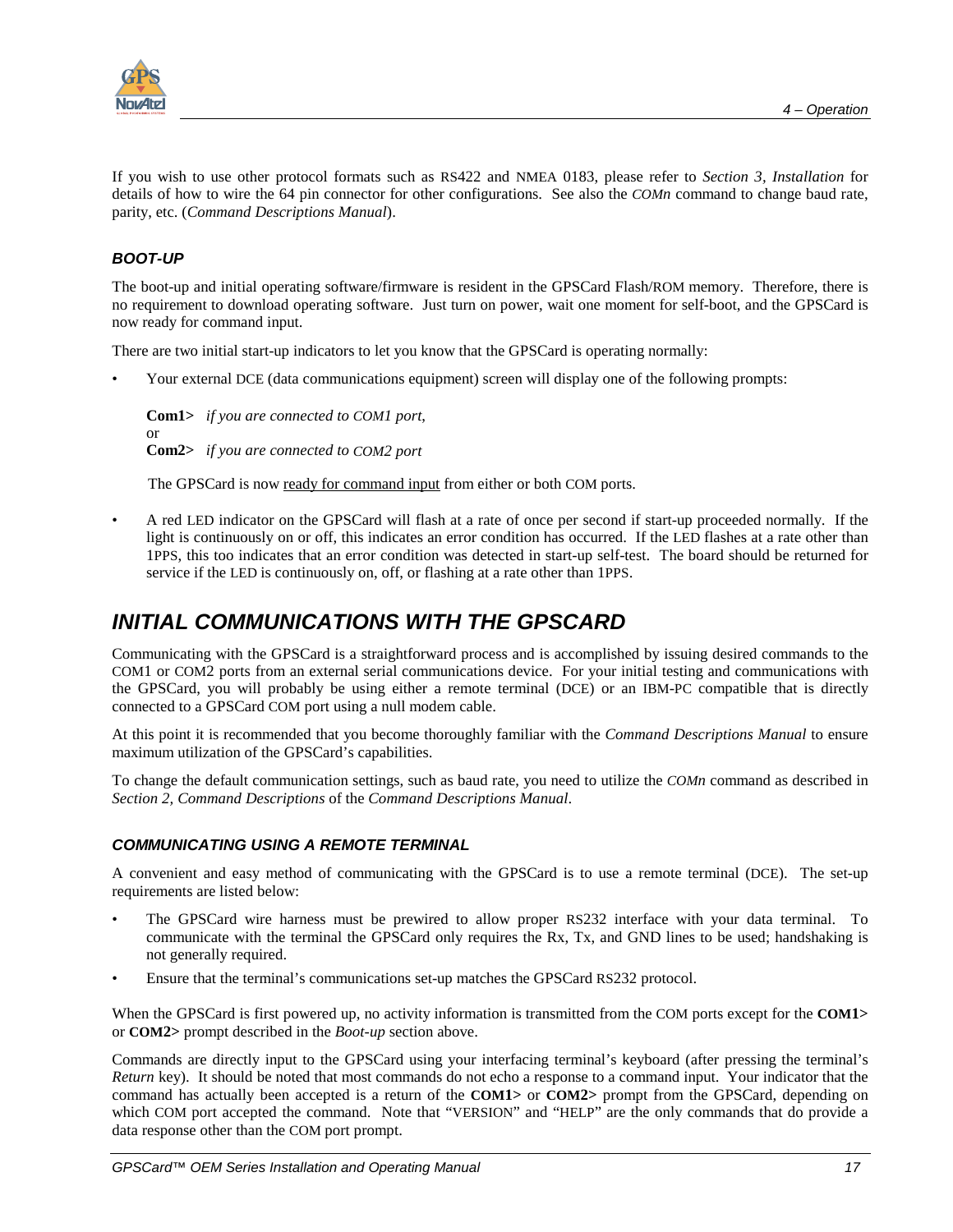If you wish to use other protocol formats such as RS422 and NMEA 0183, please refer to *Section 3, Installation* for details of how to wire the 64 pin connector for other configurations. See also the *COMn* command to change baud rate, parity, etc. (*Command Descriptions Manual*).

### *BOOT-UP*

The boot-up and initial operating software/firmware is resident in the GPSCard Flash/ROM memory. Therefore, there is no requirement to download operating software. Just turn on power, wait one moment for self-boot, and the GPSCard is now ready for command input.

There are two initial start-up indicators to let you know that the GPSCard is operating normally:

- Your external DCE (data communications equipment) screen will display one of the following prompts:

  **Com1>** *if you are connected to COM1 port,*
  or
  **Com2>** *if you are connected to COM2 port*

  The GPSCard is now ready for command input from either or both COM ports.

- A red LED indicator on the GPSCard will flash at a rate of once per second if start-up proceeded normally. If the light is continuously on or off, this indicates an error condition has occurred. If the LED flashes at a rate other than 1PPS, this too indicates that an error condition was detected in start-up self-test. The board should be returned for service if the LED is continuously on, off, or flashing at a rate other than 1PPS.

## *INITIAL COMMUNICATIONS WITH THE GPSCARD*

Communicating with the GPSCard is a straightforward process and is accomplished by issuing desired commands to the COM1 or COM2 ports from an external serial communications device. For your initial testing and communications with the GPSCard, you will probably be using either a remote terminal (DCE) or an IBM-PC compatible that is directly connected to a GPSCard COM port using a null modem cable.

At this point it is recommended that you become thoroughly familiar with the *Command Descriptions Manual* to ensure maximum utilization of the GPSCard's capabilities.

To change the default communication settings, such as baud rate, you need to utilize the *COMn* command as described in *Section 2, Command Descriptions* of the *Command Descriptions Manual*.

### *COMMUNICATING USING A REMOTE TERMINAL*

A convenient and easy method of communicating with the GPSCard is to use a remote terminal (DCE). The set-up requirements are listed below:

- The GPSCard wire harness must be prewired to allow proper RS232 interface with your data terminal. To communicate with the terminal the GPSCard only requires the Rx, Tx, and GND lines to be used; handshaking is not generally required.
- Ensure that the terminal's communications set-up matches the GPSCard RS232 protocol.

When the GPSCard is first powered up, no activity information is transmitted from the COM ports except for the **COM1>** or **COM2>** prompt described in the *Boot-up* section above.

Commands are directly input to the GPSCard using your interfacing terminal's keyboard (after pressing the terminal's *Return* key). It should be noted that most commands do not echo a response to a command input. Your indicator that the command has actually been accepted is a return of the **COM1>** or **COM2>** prompt from the GPSCard, depending on which COM port accepted the command. Note that "VERSION" and "HELP" are the only commands that do provide a data response other than the COM port prompt.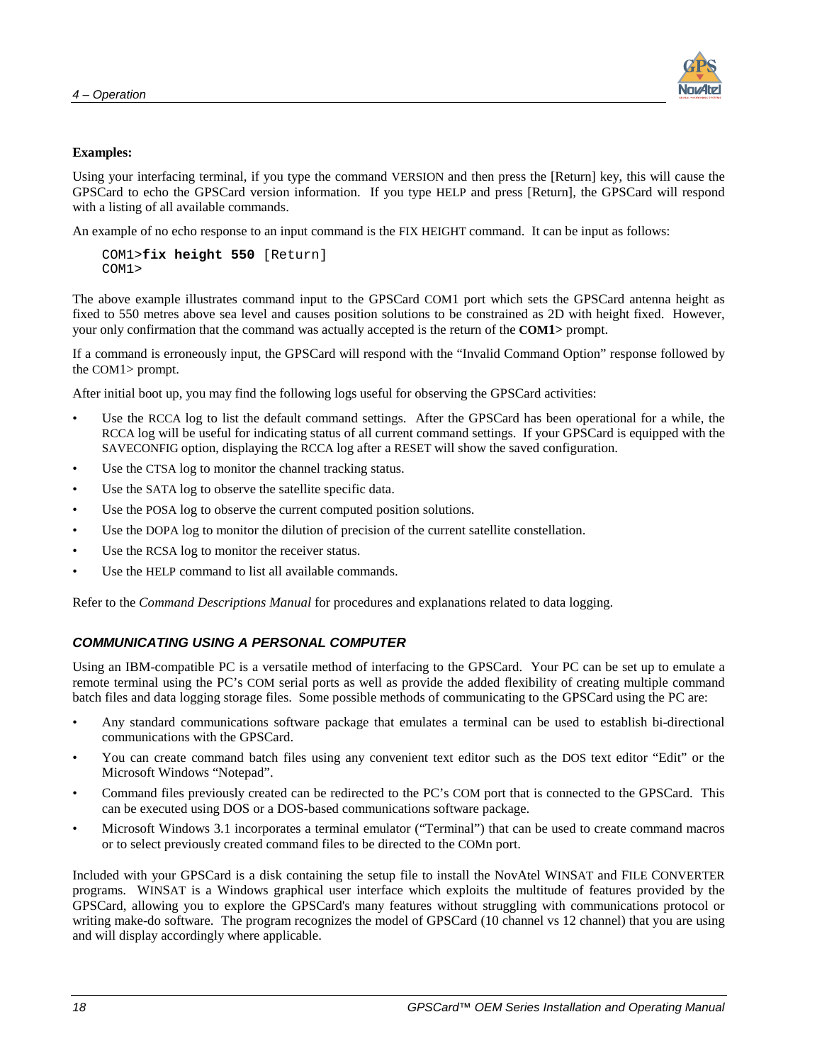**Examples:**

Using your interfacing terminal, if you type the command VERSION and then press the [Return] key, this will cause the GPSCard to echo the GPSCard version information. If you type HELP and press [Return], the GPSCard will respond with a listing of all available commands.

An example of no echo response to an input command is the FIX HEIGHT command. It can be input as follows:

```
COM1>fix height 550 [Return]
COM1>
```

The above example illustrates command input to the GPSCard COM1 port which sets the GPSCard antenna height as fixed to 550 metres above sea level and causes position solutions to be constrained as 2D with height fixed. However, your only confirmation that the command was actually accepted is the return of the **COM1>** prompt.

If a command is erroneously input, the GPSCard will respond with the “Invalid Command Option” response followed by the COM1> prompt.

After initial boot up, you may find the following logs useful for observing the GPSCard activities:

- Use the RCCA log to list the default command settings. After the GPSCard has been operational for a while, the RCCA log will be useful for indicating status of all current command settings. If your GPSCard is equipped with the SAVECONFIG option, displaying the RCCA log after a RESET will show the saved configuration.
- Use the CTSA log to monitor the channel tracking status.
- Use the SATA log to observe the satellite specific data.
- Use the POSA log to observe the current computed position solutions.
- Use the DOPA log to monitor the dilution of precision of the current satellite constellation.
- Use the RCSA log to monitor the receiver status.
- Use the HELP command to list all available commands.

Refer to the *Command Descriptions Manual* for procedures and explanations related to data logging.

### *COMMUNICATING USING A PERSONAL COMPUTER*

Using an IBM-compatible PC is a versatile method of interfacing to the GPSCard. Your PC can be set up to emulate a remote terminal using the PC’s COM serial ports as well as provide the added flexibility of creating multiple command batch files and data logging storage files. Some possible methods of communicating to the GPSCard using the PC are:

- Any standard communications software package that emulates a terminal can be used to establish bi-directional communications with the GPSCard.
- You can create command batch files using any convenient text editor such as the DOS text editor “Edit” or the Microsoft Windows “Notepad”.
- Command files previously created can be redirected to the PC’s COM port that is connected to the GPSCard. This can be executed using DOS or a DOS-based communications software package.
- Microsoft Windows 3.1 incorporates a terminal emulator (“Terminal”) that can be used to create command macros or to select previously created command files to be directed to the COMn port.

Included with your GPSCard is a disk containing the setup file to install the NovAtel WINSAT and FILE CONVERTER programs. WINSAT is a Windows graphical user interface which exploits the multitude of features provided by the GPSCard, allowing you to explore the GPSCard's many features without struggling with communications protocol or writing make-do software. The program recognizes the model of GPSCard (10 channel vs 12 channel) that you are using and will display accordingly where applicable.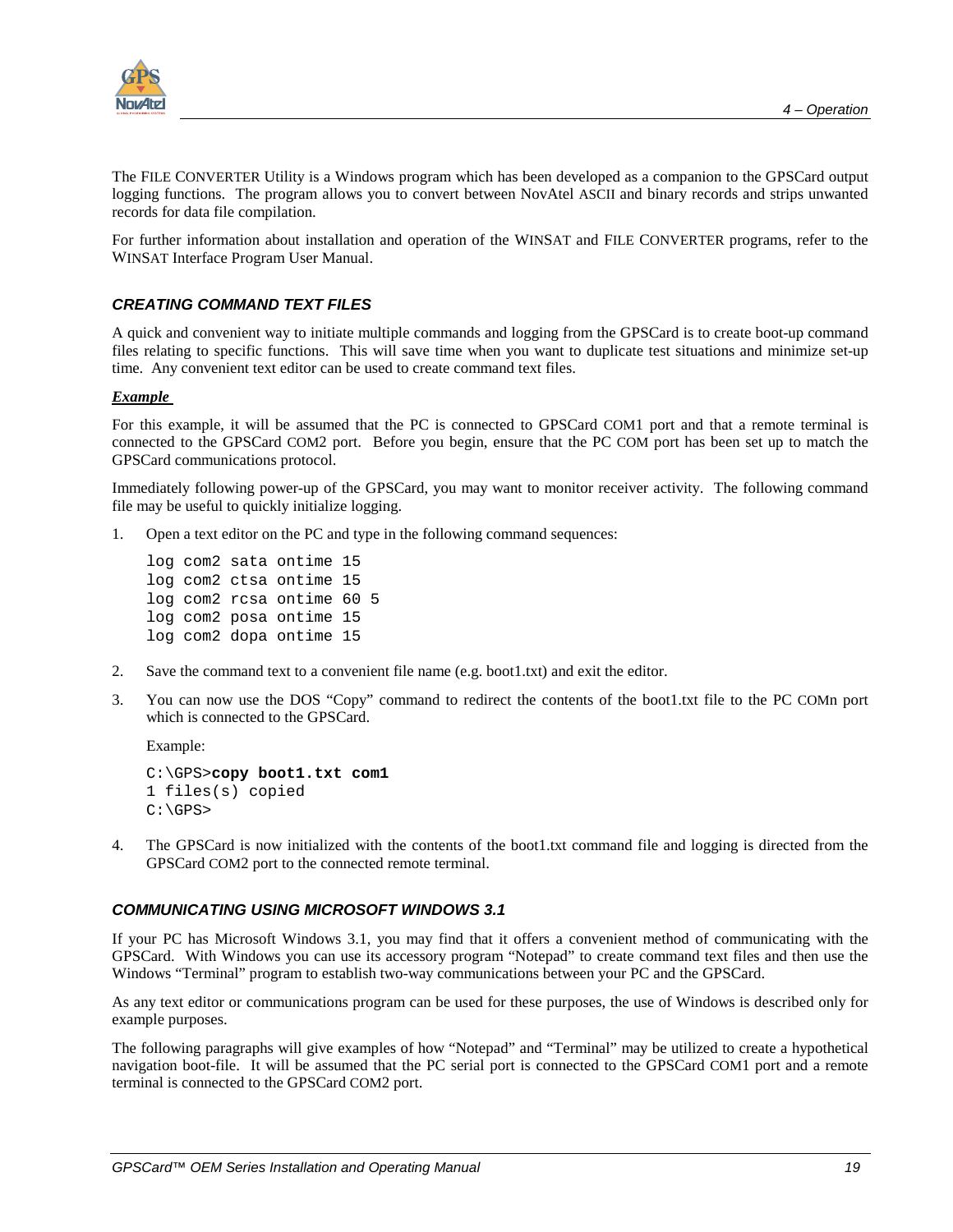The FILE CONVERTER Utility is a Windows program which has been developed as a companion to the GPSCard output logging functions. The program allows you to convert between NovAtel ASCII and binary records and strips unwanted records for data file compilation.

For further information about installation and operation of the WINSAT and FILE CONVERTER programs, refer to the WINSAT Interface Program User Manual.

### CREATING COMMAND TEXT FILES

A quick and convenient way to initiate multiple commands and logging from the GPSCard is to create boot-up command files relating to specific functions. This will save time when you want to duplicate test situations and minimize set-up time. Any convenient text editor can be used to create command text files.

***Example***

For this example, it will be assumed that the PC is connected to GPSCard COM1 port and that a remote terminal is connected to the GPSCard COM2 port. Before you begin, ensure that the PC COM port has been set up to match the GPSCard communications protocol.

Immediately following power-up of the GPSCard, you may want to monitor receiver activity. The following command file may be useful to quickly initialize logging.

1. Open a text editor on the PC and type in the following command sequences:

   ```
   log com2 sata ontime 15
   log com2 ctsa ontime 15
   log com2 rcsa ontime 60 5
   log com2 posa ontime 15
   log com2 dopa ontime 15
   ```

2. Save the command text to a convenient file name (e.g. boot1.txt) and exit the editor.

3. You can now use the DOS “Copy” command to redirect the contents of the boot1.txt file to the PC COMn port which is connected to the GPSCard.

   Example:

   ```
   C:\GPS>copy boot1.txt com1
   1 files(s) copied
   C:\GPS>
   ```

4. The GPSCard is now initialized with the contents of the boot1.txt command file and logging is directed from the GPSCard COM2 port to the connected remote terminal.

### COMMUNICATING USING MICROSOFT WINDOWS 3.1

If your PC has Microsoft Windows 3.1, you may find that it offers a convenient method of communicating with the GPSCard. With Windows you can use its accessory program “Notepad” to create command text files and then use the Windows “Terminal” program to establish two-way communications between your PC and the GPSCard.

As any text editor or communications program can be used for these purposes, the use of Windows is described only for example purposes.

The following paragraphs will give examples of how “Notepad” and “Terminal” may be utilized to create a hypothetical navigation boot-file. It will be assumed that the PC serial port is connected to the GPSCard COM1 port and a remote terminal is connected to the GPSCard COM2 port.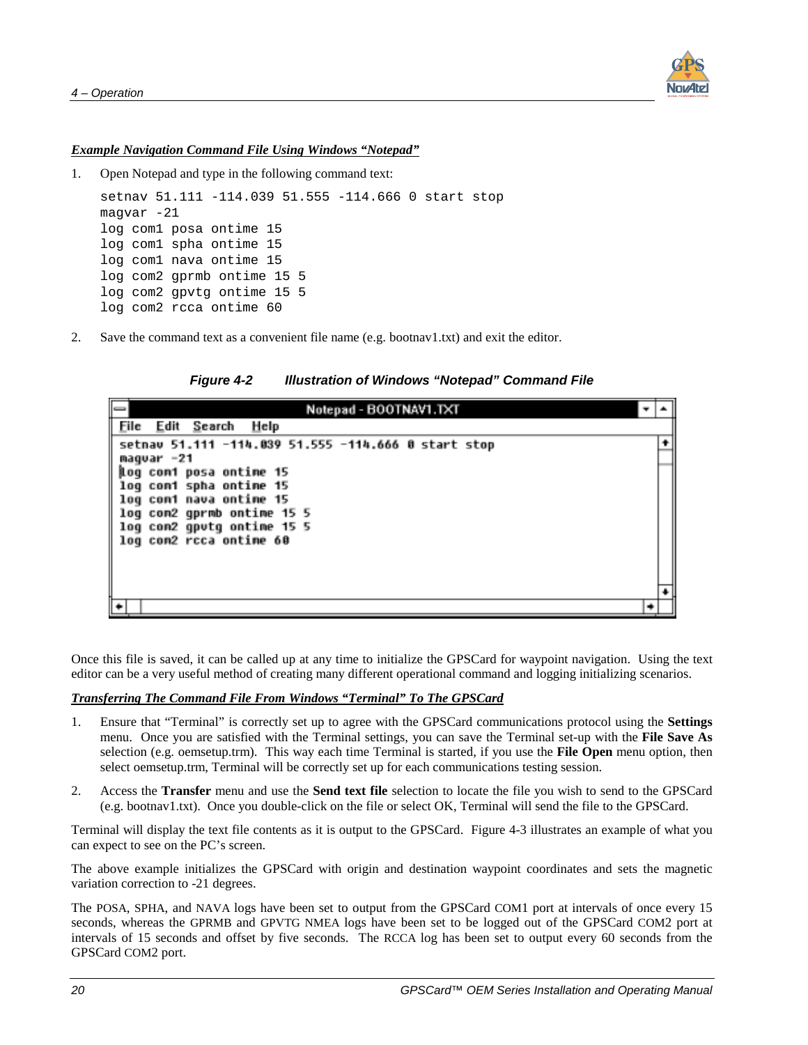***Example Navigation Command File Using Windows "Notepad"***

1. Open Notepad and type in the following command text:

```
setnav 51.111 -114.039 51.555 -114.666 0 start stop
magvar -21
log com1 posa ontime 15
log com1 spha ontime 15
log com1 nava ontime 15
log com2 gprmb ontime 15 5
log com2 gpvtg ontime 15 5
log com2 rcca ontime 60
```

2. Save the command text as a convenient file name (e.g. bootnav1.txt) and exit the editor.

***Figure 4-2 Illustration of Windows "Notepad" Command File***

```
Notepad - BOOTNAV1.TXT
File  Edit  Search  Help
setnav 51.111 -114.039 51.555 -114.666 0 start stop
magvar -21
log com1 posa ontime 15
log com1 spha ontime 15
log com1 nava ontime 15
log com2 gprmb ontime 15 5
log com2 gpvtg ontime 15 5
log com2 rcca ontime 60
```

Once this file is saved, it can be called up at any time to initialize the GPSCard for waypoint navigation. Using the text editor can be a very useful method of creating many different operational command and logging initializing scenarios.

***Transferring The Command File From Windows "Terminal" To The GPSCard***

1. Ensure that "Terminal" is correctly set up to agree with the GPSCard communications protocol using the **Settings** menu. Once you are satisfied with the Terminal settings, you can save the Terminal set-up with the **File Save As** selection (e.g. oemsetup.trm). This way each time Terminal is started, if you use the **File Open** menu option, then select oemsetup.trm, Terminal will be correctly set up for each communications testing session.

2. Access the **Transfer** menu and use the **Send text file** selection to locate the file you wish to send to the GPSCard (e.g. bootnav1.txt). Once you double-click on the file or select OK, Terminal will send the file to the GPSCard.

Terminal will display the text file contents as it is output to the GPSCard. Figure 4-3 illustrates an example of what you can expect to see on the PC's screen.

The above example initializes the GPSCard with origin and destination waypoint coordinates and sets the magnetic variation correction to -21 degrees.

The POSA, SPHA, and NAVA logs have been set to output from the GPSCard COM1 port at intervals of once every 15 seconds, whereas the GPRMB and GPVTG NMEA logs have been set to be logged out of the GPSCard COM2 port at intervals of 15 seconds and offset by five seconds. The RCCA log has been set to output every 60 seconds from the GPSCard COM2 port.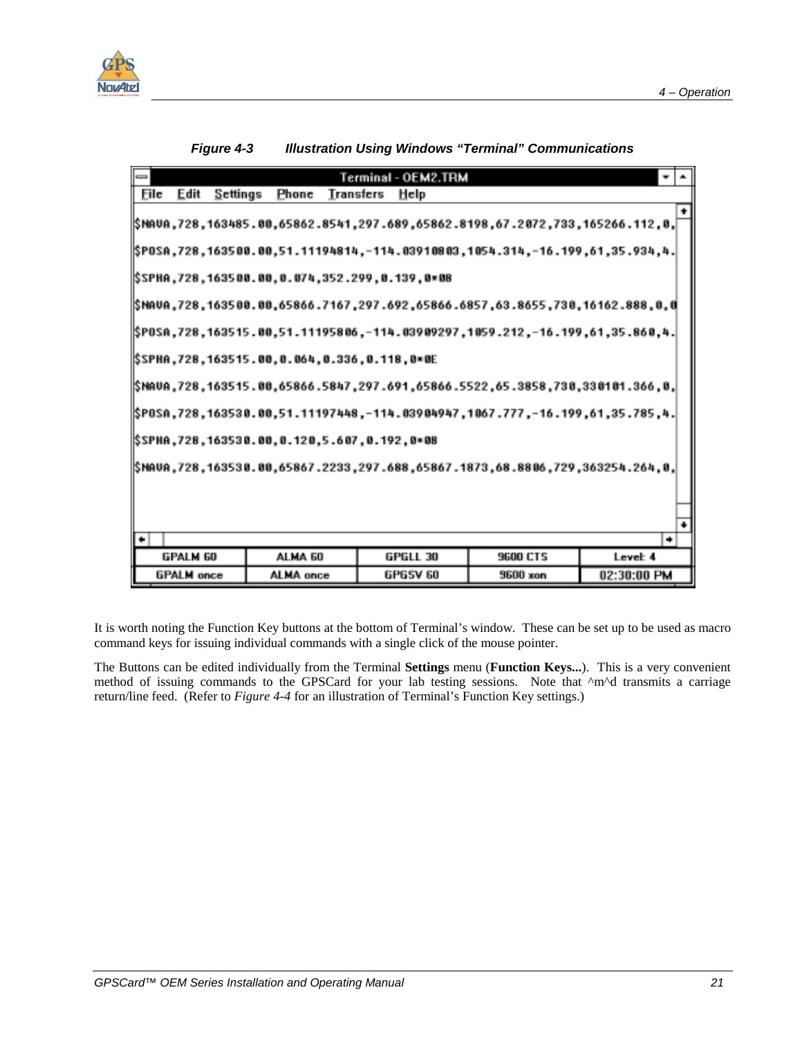*Figure 4-3 Illustration Using Windows "Terminal" Communications*

```
Terminal - OEM2.TRM
File  Edit  Settings  Phone  Transfers  Help

$NAVA,728,163485.00,65862.8541,297.689,65862.8198,67.2072,733,165266.112,0,
$POSA,728,163500.00,51.11194814,-114.03910803,1054.314,-16.199,61,35.934,4.
$SPHA,728,163500.00,0.074,352.299,0.139,0*08
$NAVA,728,163500.00,65866.7167,297.692,65866.6857,63.8655,730,16162.888,0,0
$POSA,728,163515.00,51.11195806,-114.03909297,1059.212,-16.199,61,35.860,4.
$SPHA,728,163515.00,0.064,0.336,0.118,0*0E
$NAVA,728,163515.00,65866.5847,297.691,65866.5522,65.3858,730,330101.366,0,
$POSA,728,163530.00,51.11197448,-114.03904947,1067.777,-16.199,61,35.785,4.
$SPHA,728,163530.00,0.120,5.607,0.192,0*08
$NAVA,728,163530.00,65867.2233,297.688,65867.1873,68.8806,729,363254.264,0,
```

| GPALM 60 | ALMA 60 | GPGLL 30 | 9600 CTS | Level: 4 |
|---|---|---|---|---|
| GPALM once | ALMA once | GPGSV 60 | 9600 xon | 02:30:00 PM |

It is worth noting the Function Key buttons at the bottom of Terminal's window. These can be set up to be used as macro command keys for issuing individual commands with a single click of the mouse pointer.

The Buttons can be edited individually from the Terminal **Settings** menu (**Function Keys...**). This is a very convenient method of issuing commands to the GPSCard for your lab testing sessions. Note that ^m^d transmits a carriage return/line feed. (Refer to *Figure 4-4* for an illustration of Terminal's Function Key settings.)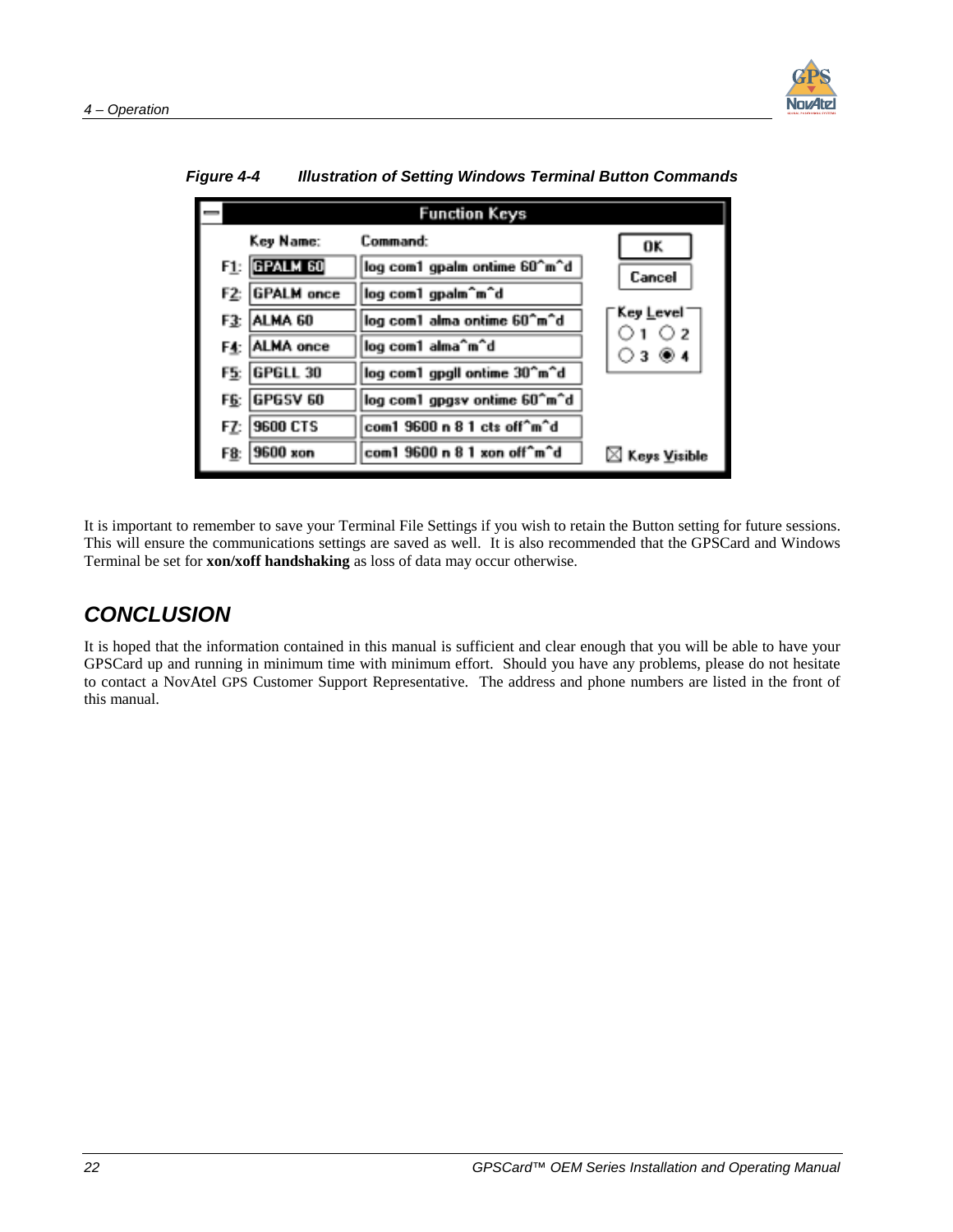***Figure 4-4 Illustration of Setting Windows Terminal Button Commands***

| Key | Key Name: | Command: |
|---|---|---|
| F1: | GPALM 60 | log com1 gpalm ontime 60^m^d |
| F2: | GPALM once | log com1 gpalm^m^d |
| F3: | ALMA 60 | log com1 alma ontime 60^m^d |
| F4: | ALMA once | log com1 alma^m^d |
| F5: | GPGLL 30 | log com1 gpgll ontime 30^m^d |
| F6: | GPGSV 60 | log com1 gpgsv ontime 60^m^d |
| F7: | 9600 CTS | com1 9600 n 8 1 cts off^m^d |
| F8: | 9600 xon | com1 9600 n 8 1 xon off^m^d |

It is important to remember to save your Terminal File Settings if you wish to retain the Button setting for future sessions. This will ensure the communications settings are saved as well. It is also recommended that the GPSCard and Windows Terminal be set for **xon/xoff handshaking** as loss of data may occur otherwise.

## CONCLUSION

It is hoped that the information contained in this manual is sufficient and clear enough that you will be able to have your GPSCard up and running in minimum time with minimum effort. Should you have any problems, please do not hesitate to contact a NovAtel GPS Customer Support Representative. The address and phone numbers are listed in the front of this manual.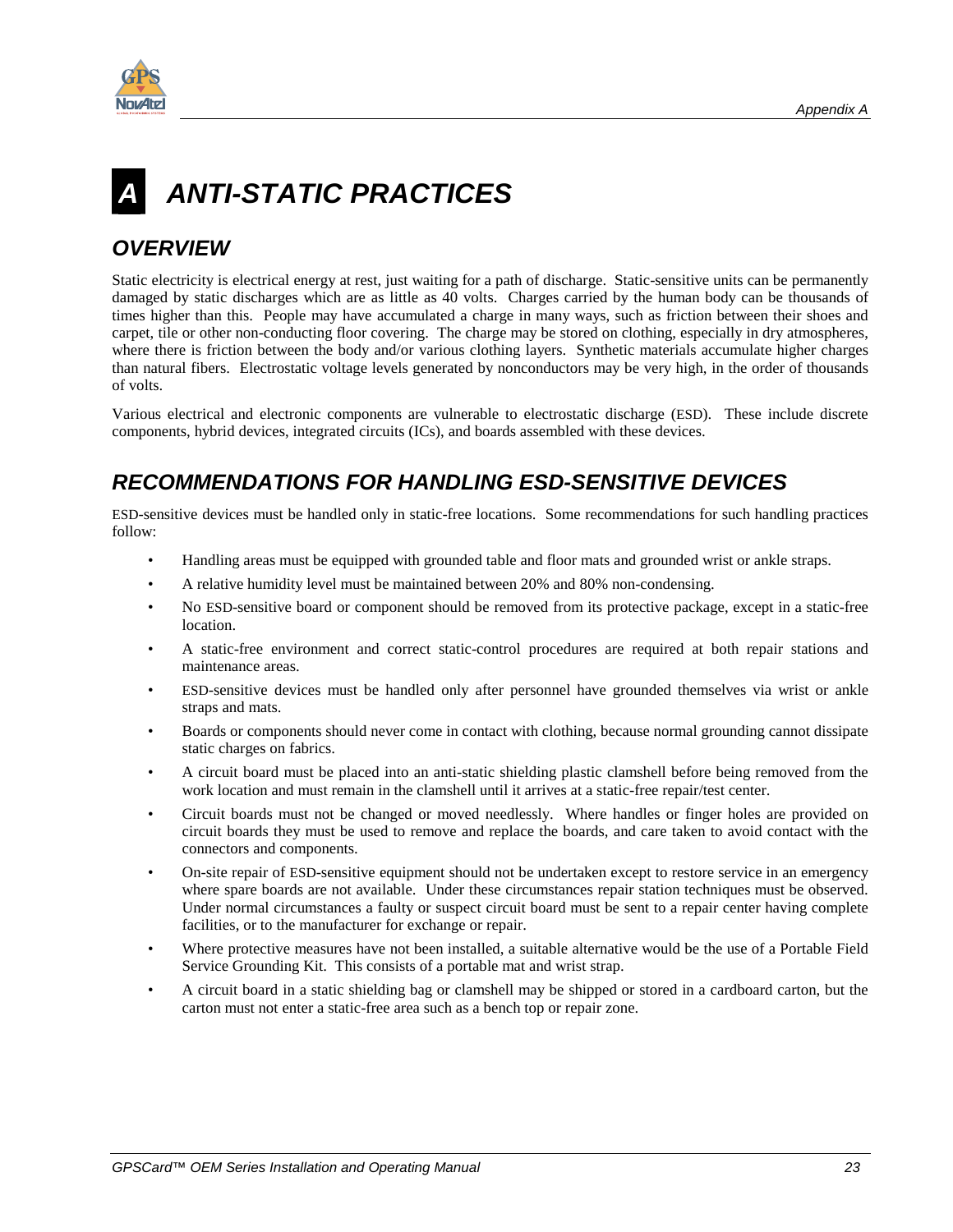# A ANTI-STATIC PRACTICES

## OVERVIEW

Static electricity is electrical energy at rest, just waiting for a path of discharge. Static-sensitive units can be permanently damaged by static discharges which are as little as 40 volts. Charges carried by the human body can be thousands of times higher than this. People may have accumulated a charge in many ways, such as friction between their shoes and carpet, tile or other non-conducting floor covering. The charge may be stored on clothing, especially in dry atmospheres, where there is friction between the body and/or various clothing layers. Synthetic materials accumulate higher charges than natural fibers. Electrostatic voltage levels generated by nonconductors may be very high, in the order of thousands of volts.

Various electrical and electronic components are vulnerable to electrostatic discharge (ESD). These include discrete components, hybrid devices, integrated circuits (ICs), and boards assembled with these devices.

## RECOMMENDATIONS FOR HANDLING ESD-SENSITIVE DEVICES

ESD-sensitive devices must be handled only in static-free locations. Some recommendations for such handling practices follow:

- Handling areas must be equipped with grounded table and floor mats and grounded wrist or ankle straps.
- A relative humidity level must be maintained between 20% and 80% non-condensing.
- No ESD-sensitive board or component should be removed from its protective package, except in a static-free location.
- A static-free environment and correct static-control procedures are required at both repair stations and maintenance areas.
- ESD-sensitive devices must be handled only after personnel have grounded themselves via wrist or ankle straps and mats.
- Boards or components should never come in contact with clothing, because normal grounding cannot dissipate static charges on fabrics.
- A circuit board must be placed into an anti-static shielding plastic clamshell before being removed from the work location and must remain in the clamshell until it arrives at a static-free repair/test center.
- Circuit boards must not be changed or moved needlessly. Where handles or finger holes are provided on circuit boards they must be used to remove and replace the boards, and care taken to avoid contact with the connectors and components.
- On-site repair of ESD-sensitive equipment should not be undertaken except to restore service in an emergency where spare boards are not available. Under these circumstances repair station techniques must be observed. Under normal circumstances a faulty or suspect circuit board must be sent to a repair center having complete facilities, or to the manufacturer for exchange or repair.
- Where protective measures have not been installed, a suitable alternative would be the use of a Portable Field Service Grounding Kit. This consists of a portable mat and wrist strap.
- A circuit board in a static shielding bag or clamshell may be shipped or stored in a cardboard carton, but the carton must not enter a static-free area such as a bench top or repair zone.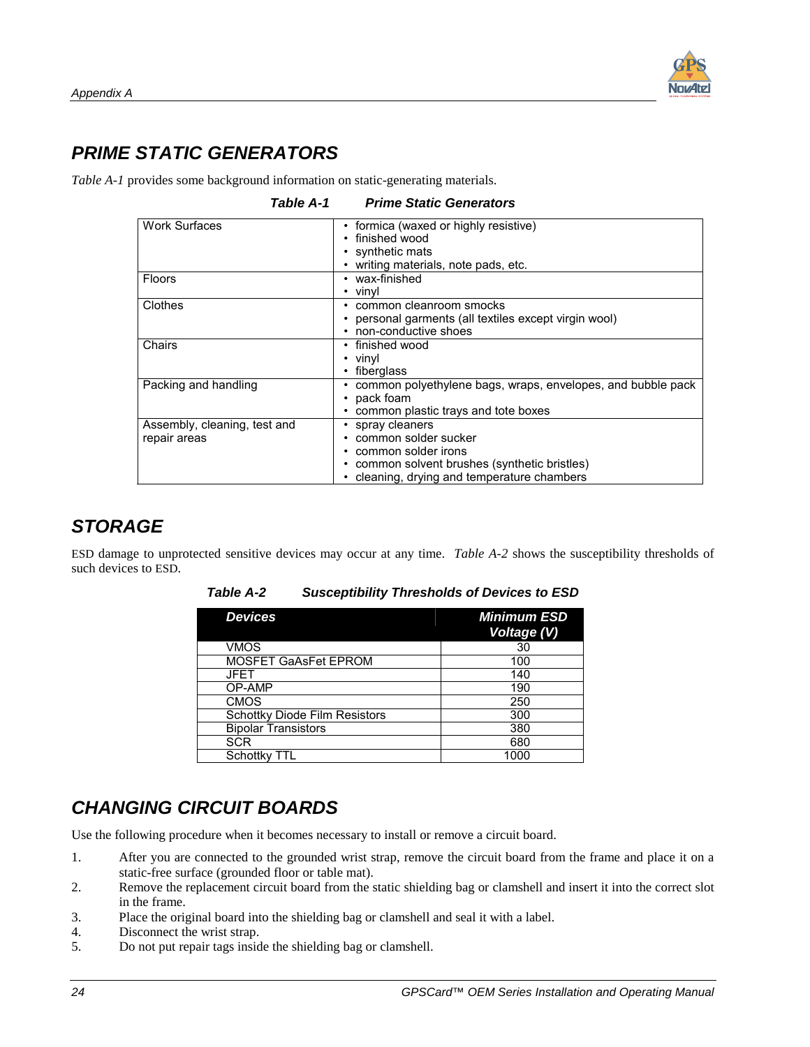## PRIME STATIC GENERATORS

*Table A-1* provides some background information on static-generating materials.

***Table A-1 Prime Static Generators***

| | |
|---|---|
| Work Surfaces | • formica (waxed or highly resistive)<br>• finished wood<br>• synthetic mats<br>• writing materials, note pads, etc. |
| Floors | • wax-finished<br>• vinyl |
| Clothes | • common cleanroom smocks<br>• personal garments (all textiles except virgin wool)<br>• non-conductive shoes |
| Chairs | • finished wood<br>• vinyl<br>• fiberglass |
| Packing and handling | • common polyethylene bags, wraps, envelopes, and bubble pack<br>• pack foam<br>• common plastic trays and tote boxes |
| Assembly, cleaning, test and repair areas | • spray cleaners<br>• common solder sucker<br>• common solder irons<br>• common solvent brushes (synthetic bristles)<br>• cleaning, drying and temperature chambers |

## STORAGE

ESD damage to unprotected sensitive devices may occur at any time. *Table A-2* shows the susceptibility thresholds of such devices to ESD.

***Table A-2 Susceptibility Thresholds of Devices to ESD***

| Devices | Minimum ESD Voltage (V) |
|---|---|
| VMOS | 30 |
| MOSFET GaAsFet EPROM | 100 |
| JFET | 140 |
| OP-AMP | 190 |
| CMOS | 250 |
| Schottky Diode Film Resistors | 300 |
| Bipolar Transistors | 380 |
| SCR | 680 |
| Schottky TTL | 1000 |

## CHANGING CIRCUIT BOARDS

Use the following procedure when it becomes necessary to install or remove a circuit board.

1. After you are connected to the grounded wrist strap, remove the circuit board from the frame and place it on a static-free surface (grounded floor or table mat).
2. Remove the replacement circuit board from the static shielding bag or clamshell and insert it into the correct slot in the frame.
3. Place the original board into the shielding bag or clamshell and seal it with a label.
4. Disconnect the wrist strap.
5. Do not put repair tags inside the shielding bag or clamshell.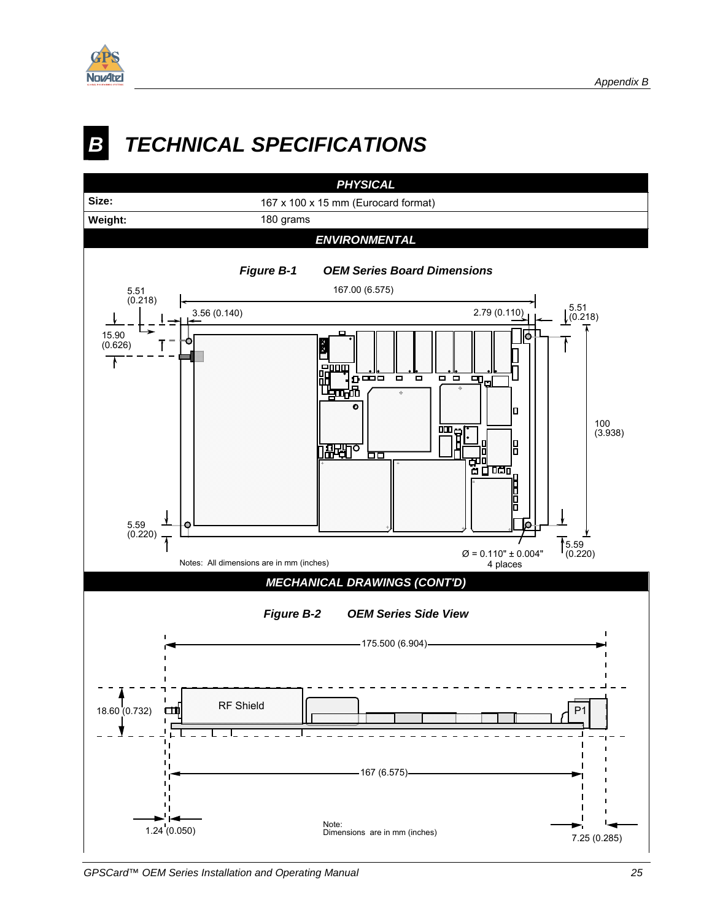# B TECHNICAL SPECIFICATIONS

| PHYSICAL | |
|---|---|
| **Size:** | 167 x 100 x 15 mm (Eurocard format) |
| **Weight:** | 180 grams |

**ENVIRONMENTAL**

***Figure B-1 OEM Series Board Dimensions***

167.00 (6.575)

5.51 (0.218)

3.56 (0.140)

2.79 (0.110)

5.51 (0.218)

15.90 (0.626)

100 (3.938)

5.59 (0.220)

Ø = 0.110" ± 0.004" 4 places

5.59 (0.220)

Notes: All dimensions are in mm (inches)

**MECHANICAL DRAWINGS (CONT'D)**

***Figure B-2 OEM Series Side View***

175.500 (6.904)

18.60 (0.732)

RF Shield

P1

167 (6.575)

1.24 (0.050)

Note:
Dimensions are in mm (inches)

7.25 (0.285)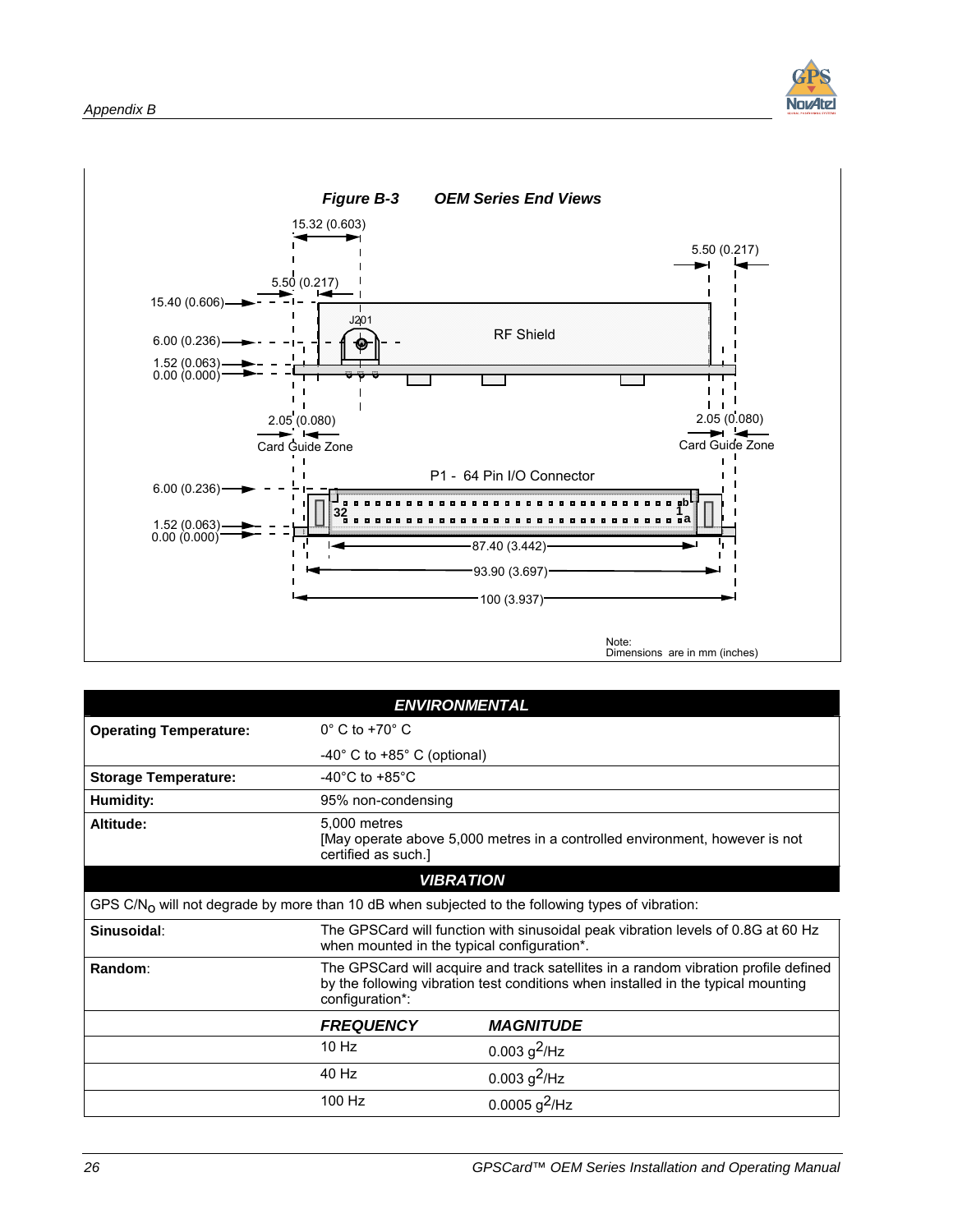*Figure B-3 OEM Series End Views*

15.32 (0.603)

5.50 (0.217)

5.50 (0.217)

15.40 (0.606)

J201

6.00 (0.236)

RF Shield

1.52 (0.063)

0.00 (0.000)

2.05 (0.080)

2.05 (0.080)

Card Guide Zone

Card Guide Zone

P1 - 64 Pin I/O Connector

6.00 (0.236)

32

b
1
a

1.52 (0.063)

0.00 (0.000)

87.40 (3.442)

93.90 (3.697)

100 (3.937)

Note:
Dimensions are in mm (inches)

| ***ENVIRONMENTAL*** | | |
|---|---|---|
| **Operating Temperature:** | 0° C to +70° C | |
| | -40° C to +85° C (optional) | |
| **Storage Temperature:** | -40°C to +85°C | |
| **Humidity:** | 95% non-condensing | |
| **Altitude:** | 5,000 metres [May operate above 5,000 metres in a controlled environment, however is not certified as such.] | |
| ***VIBRATION*** | | |
| GPS C/$N_o$ will not degrade by more than 10 dB when subjected to the following types of vibration: | | |
| **Sinusoidal**: | The GPSCard will function with sinusoidal peak vibration levels of 0.8G at 60 Hz when mounted in the typical configuration*. | |
| **Random**: | The GPSCard will acquire and track satellites in a random vibration profile defined by the following vibration test conditions when installed in the typical mounting configuration*: | |
| | ***FREQUENCY*** | ***MAGNITUDE*** |
| | 10 Hz | 0.003 $g^2$/Hz |
| | 40 Hz | 0.003 $g^2$/Hz |
| | 100 Hz | 0.0005 $g^2$/Hz |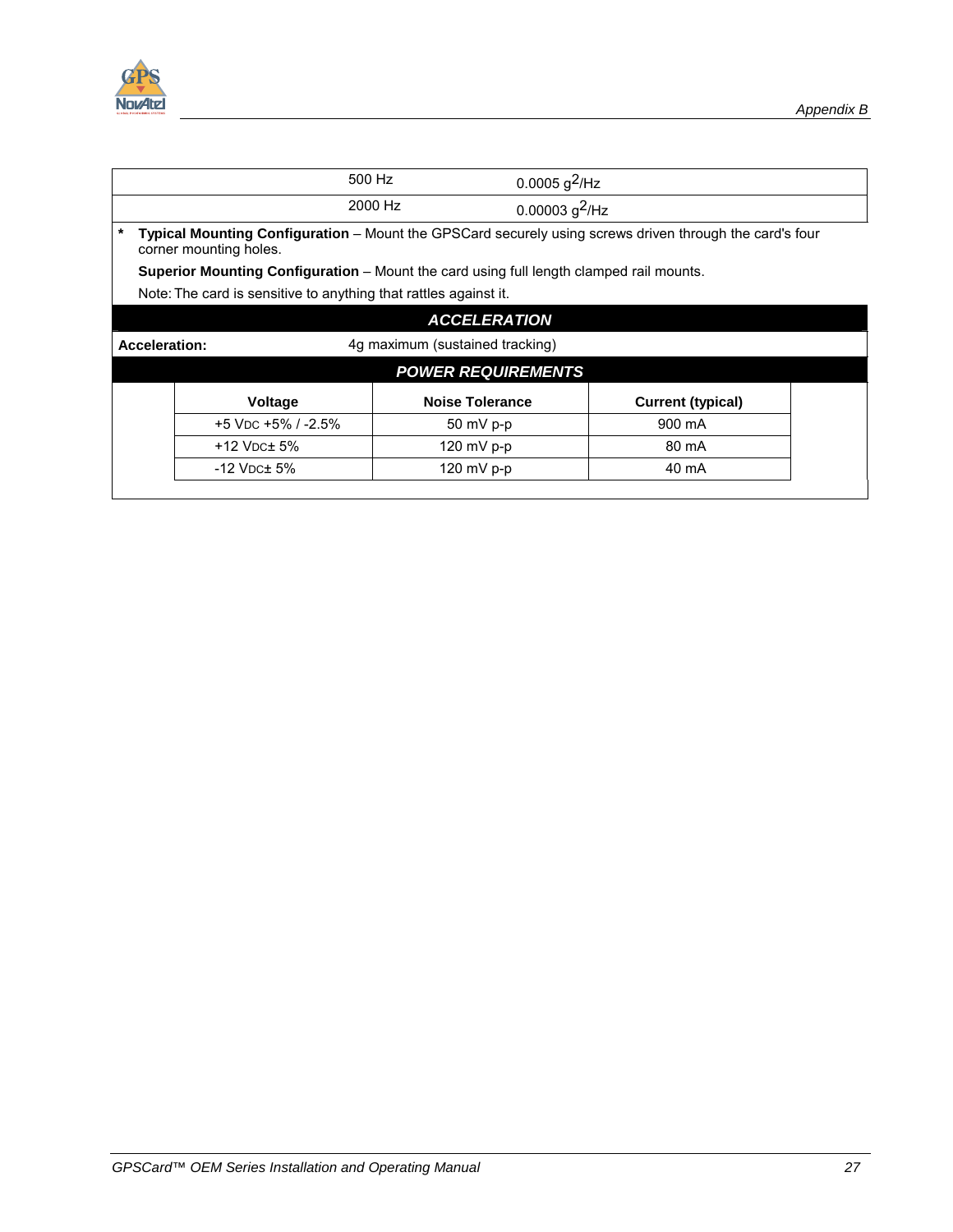| | | |
|---|---|---|
| | 500 Hz | 0.0005 $g^2$/Hz |
| | 2000 Hz | 0.00003 $g^2$/Hz |

\* **Typical Mounting Configuration** – Mount the GPSCard securely using screws driven through the card's four corner mounting holes.

**Superior Mounting Configuration** – Mount the card using full length clamped rail mounts.

Note: The card is sensitive to anything that rattles against it.

## *ACCELERATION*

| | |
|---|---|
| **Acceleration:** | 4g maximum (sustained tracking) |

## *POWER REQUIREMENTS*

| Voltage | Noise Tolerance | Current (typical) |
|---|---|---|
| +5 VDC +5% / -2.5% | 50 mV p-p | 900 mA |
| +12 VDC± 5% | 120 mV p-p | 80 mA |
| -12 VDC± 5% | 120 mV p-p | 40 mA |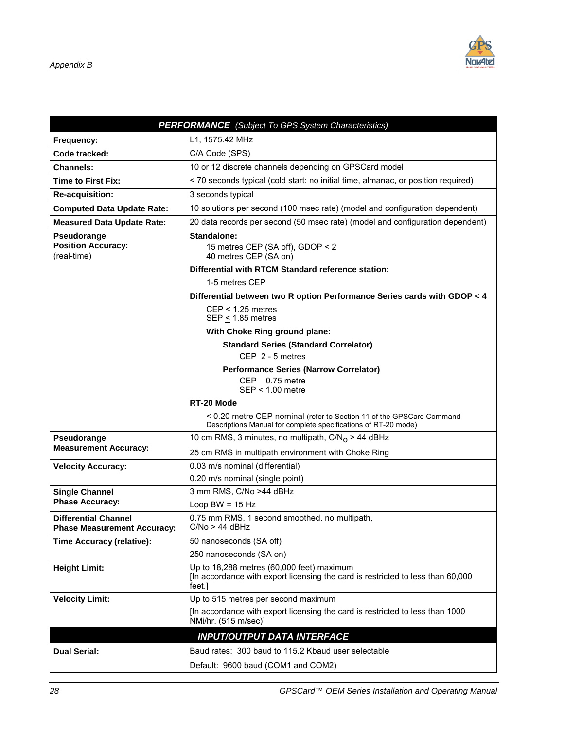| **PERFORMANCE** *(Subject To GPS System Characteristics)* | |
|---|---|
| **Frequency:** | L1, 1575.42 MHz |
| **Code tracked:** | C/A Code (SPS) |
| **Channels:** | 10 or 12 discrete channels depending on GPSCard model |
| **Time to First Fix:** | < 70 seconds typical (cold start: no initial time, almanac, or position required) |
| **Re-acquisition:** | 3 seconds typical |
| **Computed Data Update Rate:** | 10 solutions per second (100 msec rate) (model and configuration dependent) |
| **Measured Data Update Rate:** | 20 data records per second (50 msec rate) (model and configuration dependent) |
| **Pseudorange Position Accuracy:** (real-time) | **Standalone:**<br>15 metres CEP (SA off), GDOP < 2<br>40 metres CEP (SA on)<br>**Differential with RTCM Standard reference station:**<br>1-5 metres CEP<br>**Differential between two R option Performance Series cards with GDOP < 4**<br>CEP ≤ 1.25 metres<br>SEP ≤ 1.85 metres<br>**With Choke Ring ground plane:**<br>**Standard Series (Standard Correlator)**<br>CEP 2 - 5 metres<br>**Performance Series (Narrow Correlator)**<br>CEP 0.75 metre<br>SEP < 1.00 metre<br>**RT-20 Mode**<br>< 0.20 metre CEP nominal (refer to Section 11 of the GPSCard Command Descriptions Manual for complete specifications of RT-20 mode) |
| **Pseudorange Measurement Accuracy:** | 10 cm RMS, 3 minutes, no multipath, $C/N_0$ > 44 dBHz<br>25 cm RMS in multipath environment with Choke Ring |
| **Velocity Accuracy:** | 0.03 m/s nominal (differential)<br>0.20 m/s nominal (single point) |
| **Single Channel Phase Accuracy:** | 3 mm RMS, C/No >44 dBHz<br>Loop BW = 15 Hz |
| **Differential Channel Phase Measurement Accuracy:** | 0.75 mm RMS, 1 second smoothed, no multipath, C/No > 44 dBHz |
| **Time Accuracy (relative):** | 50 nanoseconds (SA off)<br>250 nanoseconds (SA on) |
| **Height Limit:** | Up to 18,288 metres (60,000 feet) maximum<br>[In accordance with export licensing the card is restricted to less than 60,000 feet.] |
| **Velocity Limit:** | Up to 515 metres per second maximum<br>[In accordance with export licensing the card is restricted to less than 1000 NMi/hr. (515 m/sec)] |
| ***INPUT/OUTPUT DATA INTERFACE*** | |
| **Dual Serial:** | Baud rates: 300 baud to 115.2 Kbaud user selectable<br>Default: 9600 baud (COM1 and COM2) |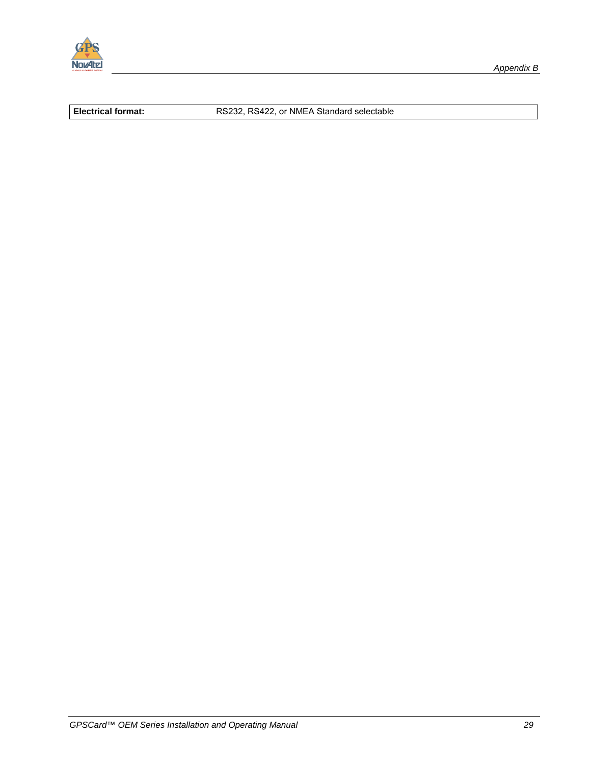| **Electrical format:** | RS232, RS422, or NMEA Standard selectable |
| --- | --- |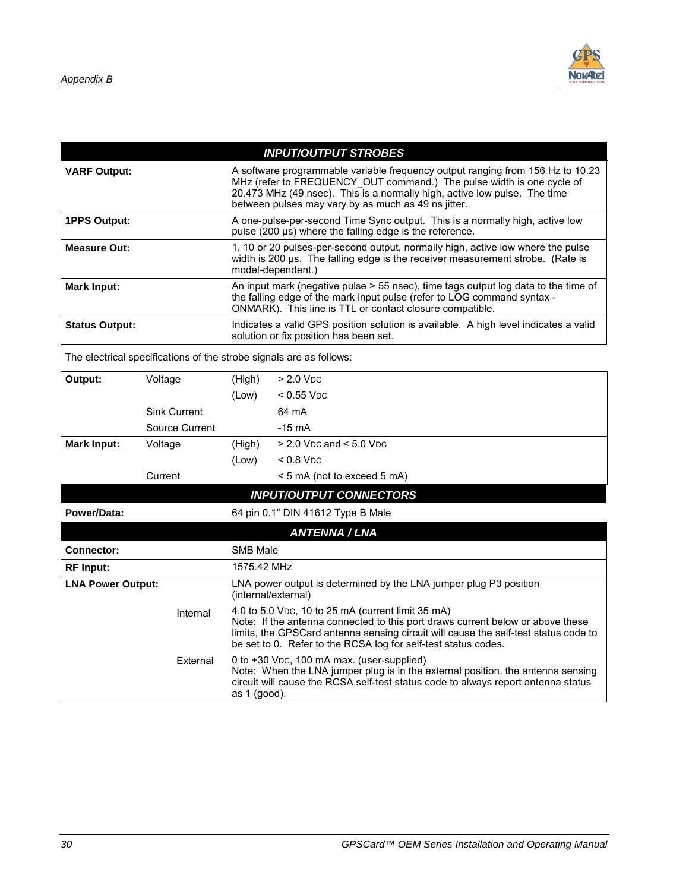## INPUT/OUTPUT STROBES

| | |
|---|---|
| **VARF Output:** | A software programmable variable frequency output ranging from 156 Hz to 10.23 MHz (refer to FREQUENCY_OUT command.) The pulse width is one cycle of 20.473 MHz (49 nsec). This is a normally high, active low pulse. The time between pulses may vary by as much as 49 ns jitter. |
| **1PPS Output:** | A one-pulse-per-second Time Sync output. This is a normally high, active low pulse (200 µs) where the falling edge is the reference. |
| **Measure Out:** | 1, 10 or 20 pulses-per-second output, normally high, active low where the pulse width is 200 µs. The falling edge is the receiver measurement strobe. (Rate is model-dependent.) |
| **Mark Input:** | An input mark (negative pulse > 55 nsec), time tags output log data to the time of the falling edge of the mark input pulse (refer to LOG command syntax - ONMARK). This line is TTL or contact closure compatible. |
| **Status Output:** | Indicates a valid GPS position solution is available. A high level indicates a valid solution or fix position has been set. |

The electrical specifications of the strobe signals are as follows:

| | | | |
|---|---|---|---|
| **Output:** | Voltage | (High) | > 2.0 VDC |
| | | (Low) | < 0.55 VDC |
| | Sink Current | | 64 mA |
| | Source Current | | -15 mA |
| **Mark Input:** | Voltage | (High) | > 2.0 VDC and < 5.0 VDC |
| | | (Low) | < 0.8 VDC |
| | Current | | < 5 mA (not to exceed 5 mA) |

## INPUT/OUTPUT CONNECTORS

| | |
|---|---|
| **Power/Data:** | 64 pin 0.1" DIN 41612 Type B Male |

## ANTENNA / LNA

| | | |
|---|---|---|
| **Connector:** | | SMB Male |
| **RF Input:** | | 1575.42 MHz |
| **LNA Power Output:** | | LNA power output is determined by the LNA jumper plug P3 position (internal/external) |
| | Internal | 4.0 to 5.0 VDC, 10 to 25 mA (current limit 35 mA)<br>Note: If the antenna connected to this port draws current below or above these limits, the GPSCard antenna sensing circuit will cause the self-test status code to be set to 0. Refer to the RCSA log for self-test status codes. |
| | External | 0 to +30 VDC, 100 mA max. (user-supplied)<br>Note: When the LNA jumper plug is in the external position, the antenna sensing circuit will cause the RCSA self-test status code to always report antenna status as 1 (good). |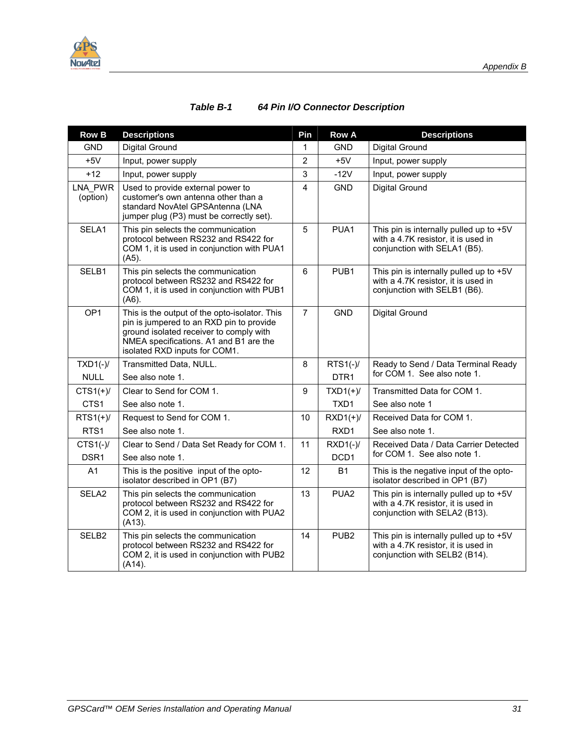**Table B-1 64 Pin I/O Connector Description**

| Row B | Descriptions | Pin | Row A | Descriptions |
|---|---|---|---|---|
| GND | Digital Ground | 1 | GND | Digital Ground |
| +5V | Input, power supply | 2 | +5V | Input, power supply |
| +12 | Input, power supply | 3 | -12V | Input, power supply |
| LNA_PWR (option) | Used to provide external power to customer's own antenna other than a standard NovAtel GPSAntenna (LNA jumper plug (P3) must be correctly set). | 4 | GND | Digital Ground |
| SELA1 | This pin selects the communication protocol between RS232 and RS422 for COM 1, it is used in conjunction with PUA1 (A5). | 5 | PUA1 | This pin is internally pulled up to +5V with a 4.7K resistor, it is used in conjunction with SELA1 (B5). |
| SELB1 | This pin selects the communication protocol between RS232 and RS422 for COM 1, it is used in conjunction with PUB1 (A6). | 6 | PUB1 | This pin is internally pulled up to +5V with a 4.7K resistor, it is used in conjunction with SELB1 (B6). |
| OP1 | This is the output of the opto-isolator. This pin is jumpered to an RXD pin to provide ground isolated receiver to comply with NMEA specifications. A1 and B1 are the isolated RXD inputs for COM1. | 7 | GND | Digital Ground |
| TXD1(-)/ NULL | Transmitted Data, NULL. See also note 1. | 8 | RTS1(-)/ DTR1 | Ready to Send / Data Terminal Ready for COM 1. See also note 1. |
| CTS1(+)/ CTS1 | Clear to Send for COM 1. See also note 1. | 9 | TXD1(+)/ TXD1 | Transmitted Data for COM 1. See also note 1 |
| RTS1(+)/ RTS1 | Request to Send for COM 1. See also note 1. | 10 | RXD1(+)/ RXD1 | Received Data for COM 1. See also note 1. |
| CTS1(-)/ DSR1 | Clear to Send / Data Set Ready for COM 1. See also note 1. | 11 | RXD1(-)/ DCD1 | Received Data / Data Carrier Detected for COM 1. See also note 1. |
| A1 | This is the positive input of the opto-isolator described in OP1 (B7) | 12 | B1 | This is the negative input of the opto-isolator described in OP1 (B7) |
| SELA2 | This pin selects the communication protocol between RS232 and RS422 for COM 2, it is used in conjunction with PUA2 (A13). | 13 | PUA2 | This pin is internally pulled up to +5V with a 4.7K resistor, it is used in conjunction with SELA2 (B13). |
| SELB2 | This pin selects the communication protocol between RS232 and RS422 for COM 2, it is used in conjunction with PUB2 (A14). | 14 | PUB2 | This pin is internally pulled up to +5V with a 4.7K resistor, it is used in conjunction with SELB2 (B14). |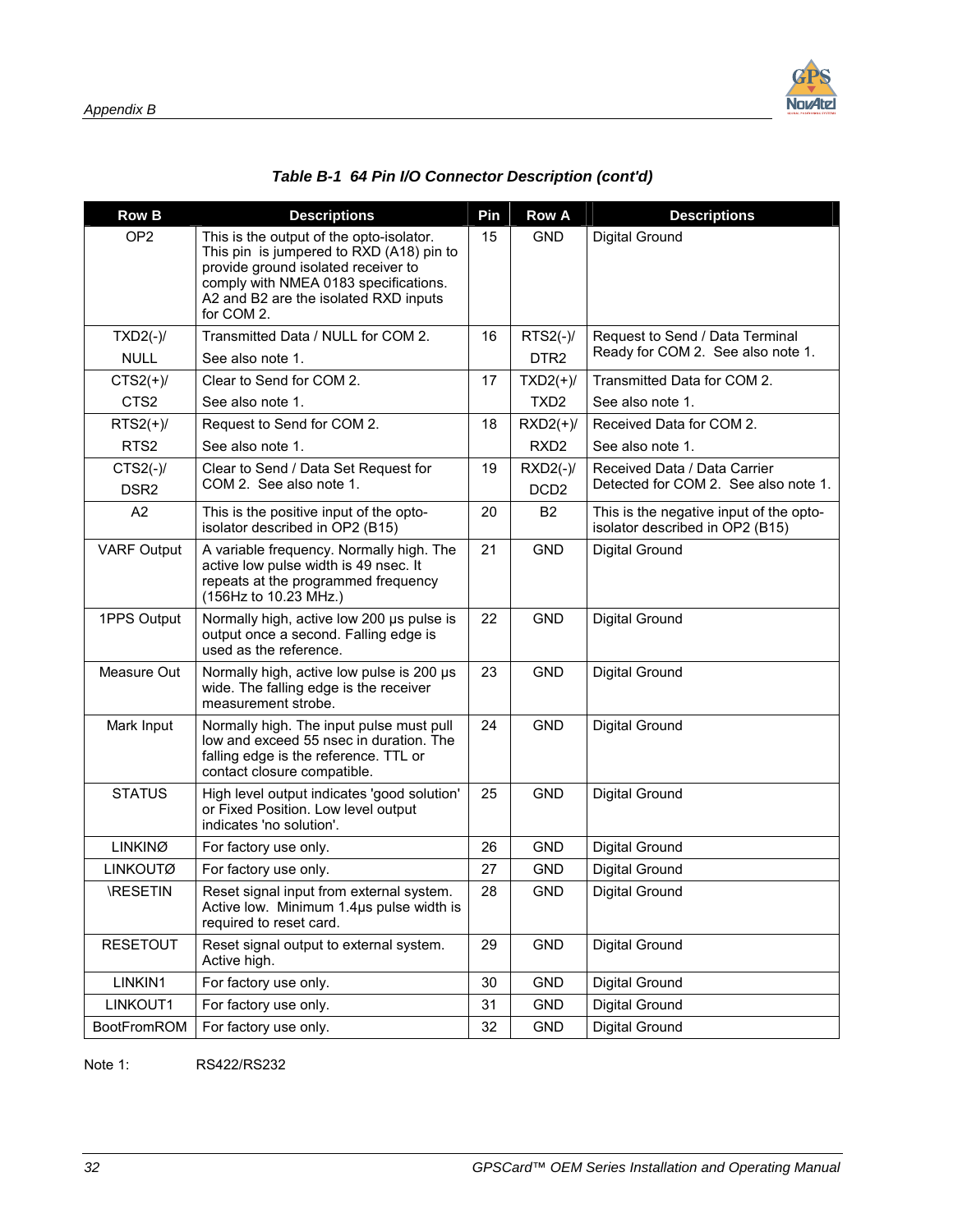***Table B-1  64 Pin I/O Connector Description (cont'd)***

| Row B | Descriptions | Pin | Row A | Descriptions |
|---|---|---|---|---|
| OP2 | This is the output of the opto-isolator. This pin is jumpered to RXD (A18) pin to provide ground isolated receiver to comply with NMEA 0183 specifications. A2 and B2 are the isolated RXD inputs for COM 2. | 15 | GND | Digital Ground |
| TXD2(-)/ NULL | Transmitted Data / NULL for COM 2. See also note 1. | 16 | RTS2(-)/ DTR2 | Request to Send / Data Terminal Ready for COM 2. See also note 1. |
| CTS2(+)/ CTS2 | Clear to Send for COM 2. See also note 1. | 17 | TXD2(+)/ TXD2 | Transmitted Data for COM 2. See also note 1. |
| RTS2(+)/ RTS2 | Request to Send for COM 2. See also note 1. | 18 | RXD2(+)/ RXD2 | Received Data for COM 2. See also note 1. |
| CTS2(-)/ DSR2 | Clear to Send / Data Set Request for COM 2. See also note 1. | 19 | RXD2(-)/ DCD2 | Received Data / Data Carrier Detected for COM 2. See also note 1. |
| A2 | This is the positive input of the opto-isolator described in OP2 (B15) | 20 | B2 | This is the negative input of the opto-isolator described in OP2 (B15) |
| VARF Output | A variable frequency. Normally high. The active low pulse width is 49 nsec. It repeats at the programmed frequency (156Hz to 10.23 MHz.) | 21 | GND | Digital Ground |
| 1PPS Output | Normally high, active low 200 µs pulse is output once a second. Falling edge is used as the reference. | 22 | GND | Digital Ground |
| Measure Out | Normally high, active low pulse is 200 µs wide. The falling edge is the receiver measurement strobe. | 23 | GND | Digital Ground |
| Mark Input | Normally high. The input pulse must pull low and exceed 55 nsec in duration. The falling edge is the reference. TTL or contact closure compatible. | 24 | GND | Digital Ground |
| STATUS | High level output indicates 'good solution' or Fixed Position. Low level output indicates 'no solution'. | 25 | GND | Digital Ground |
| LINKINØ | For factory use only. | 26 | GND | Digital Ground |
| LINKOUTØ | For factory use only. | 27 | GND | Digital Ground |
| \RESETIN | Reset signal input from external system. Active low. Minimum 1.4µs pulse width is required to reset card. | 28 | GND | Digital Ground |
| RESETOUT | Reset signal output to external system. Active high. | 29 | GND | Digital Ground |
| LINKIN1 | For factory use only. | 30 | GND | Digital Ground |
| LINKOUT1 | For factory use only. | 31 | GND | Digital Ground |
| BootFromROM | For factory use only. | 32 | GND | Digital Ground |

Note 1: RS422/RS232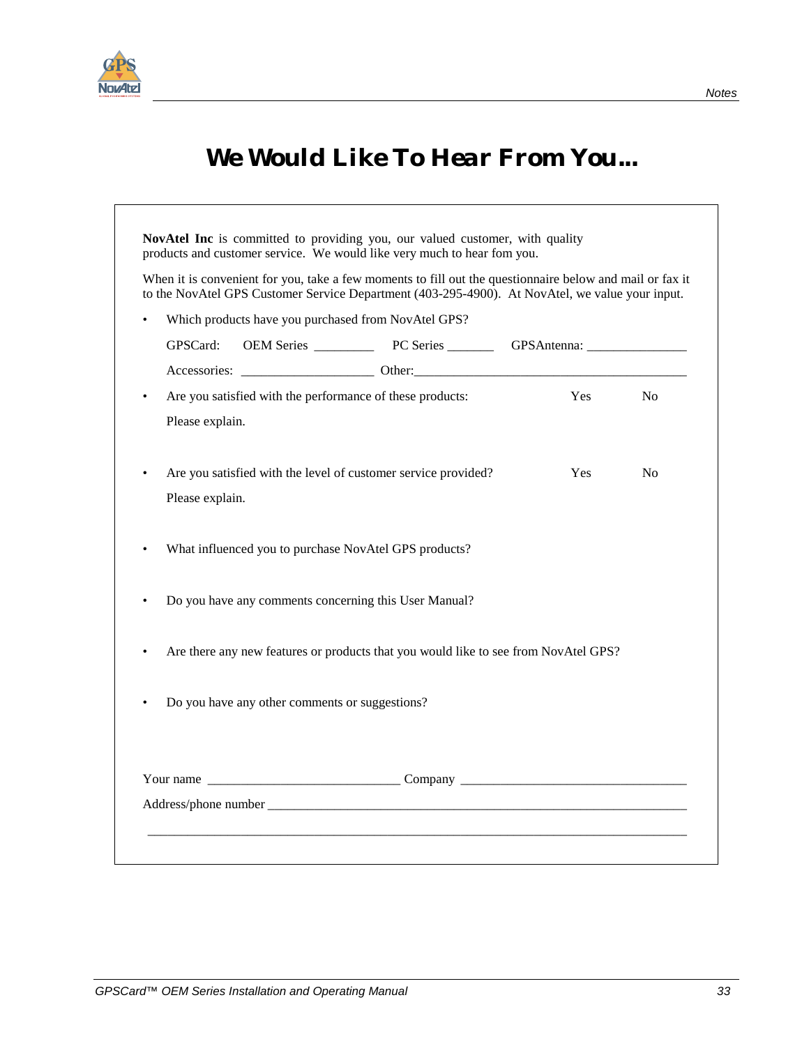# We Would Like To Hear From You...

**NovAtel Inc** is committed to providing you, our valued customer, with quality products and customer service. We would like very much to hear fom you.

When it is convenient for you, take a few moments to fill out the questionnaire below and mail or fax it to the NovAtel GPS Customer Service Department (403-295-4900). At NovAtel, we value your input.

- Which products have you purchased from NovAtel GPS?

  GPSCard: OEM Series _________ PC Series _______ GPSAntenna: _______________

  Accessories: ____________________ Other:_________________________________________

- Are you satisfied with the performance of these products: Yes No

  Please explain.

- Are you satisfied with the level of customer service provided? Yes No

  Please explain.

- What influenced you to purchase NovAtel GPS products?

- Do you have any comments concerning this User Manual?

- Are there any new features or products that you would like to see from NovAtel GPS?

- Do you have any other comments or suggestions?

Your name _____________________________ Company __________________________________

Address/phone number __________________________________________________________________

_____________________________________________________________________________________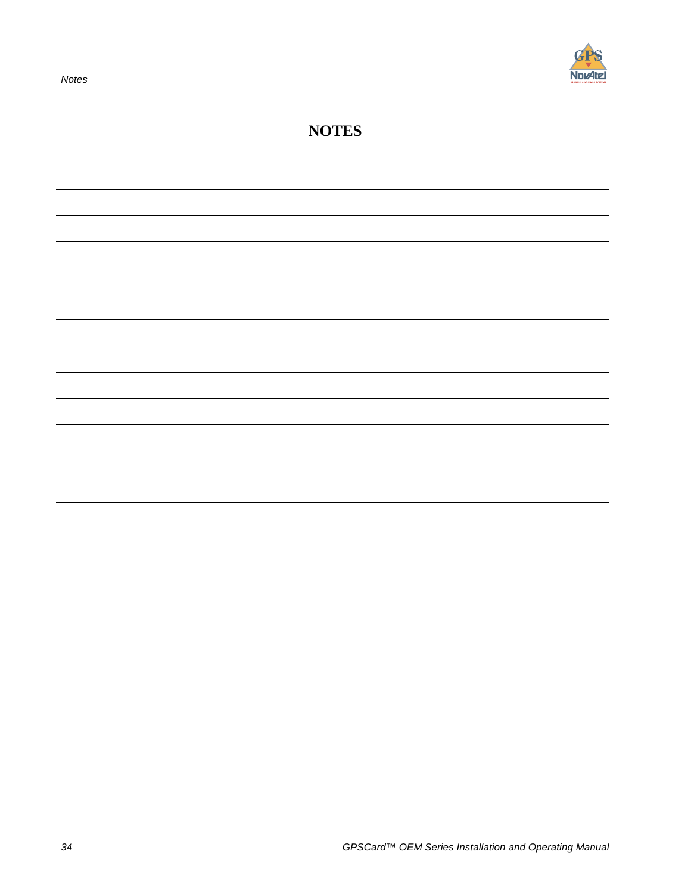# NOTES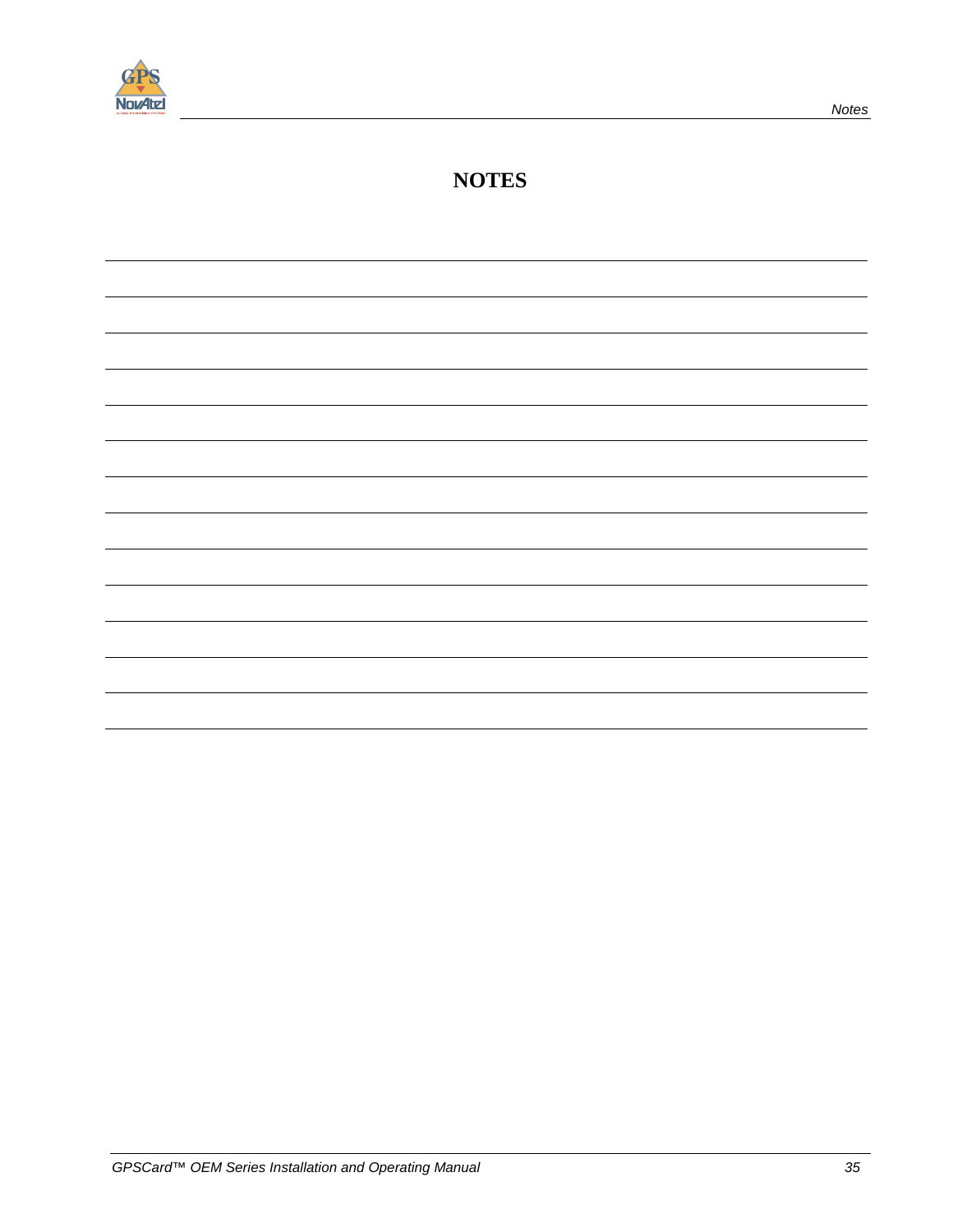# NOTES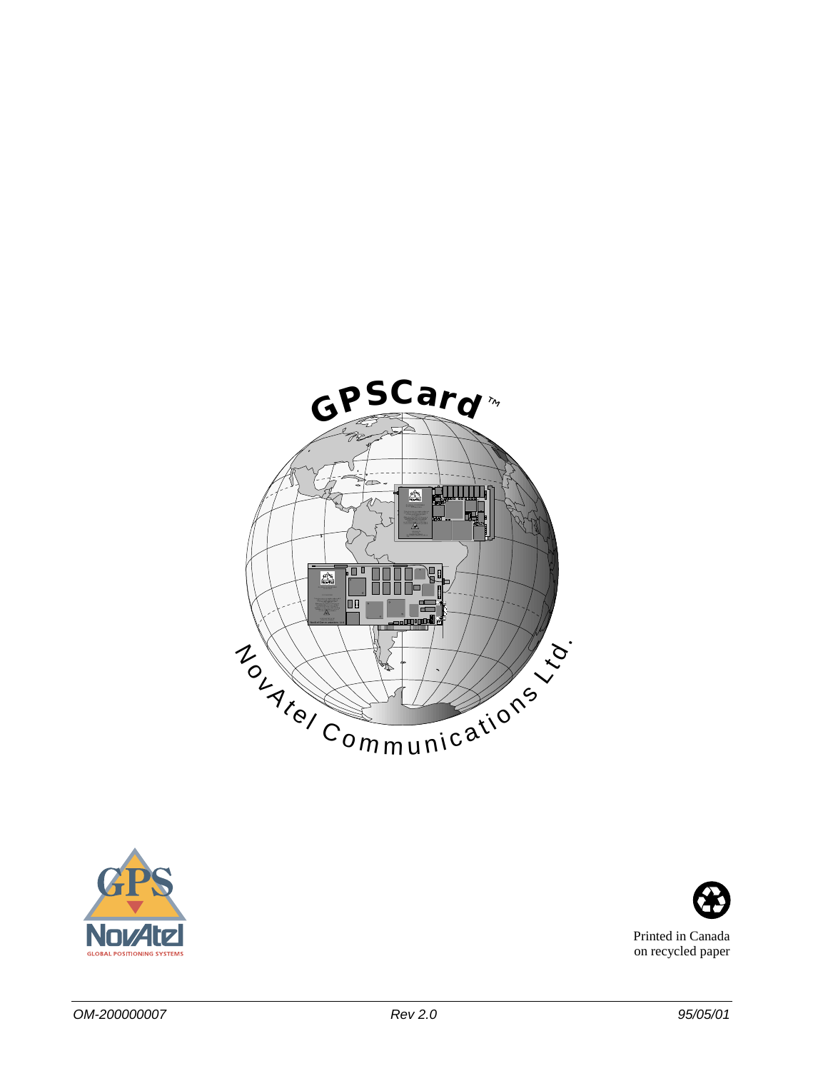GPSCard™

NovAtel Communications Ltd.

GPS NovAtel GLOBAL POSITIONING SYSTEMS

Printed in Canada
on recycled paper

OM-200000007 Rev 2.0 95/05/01